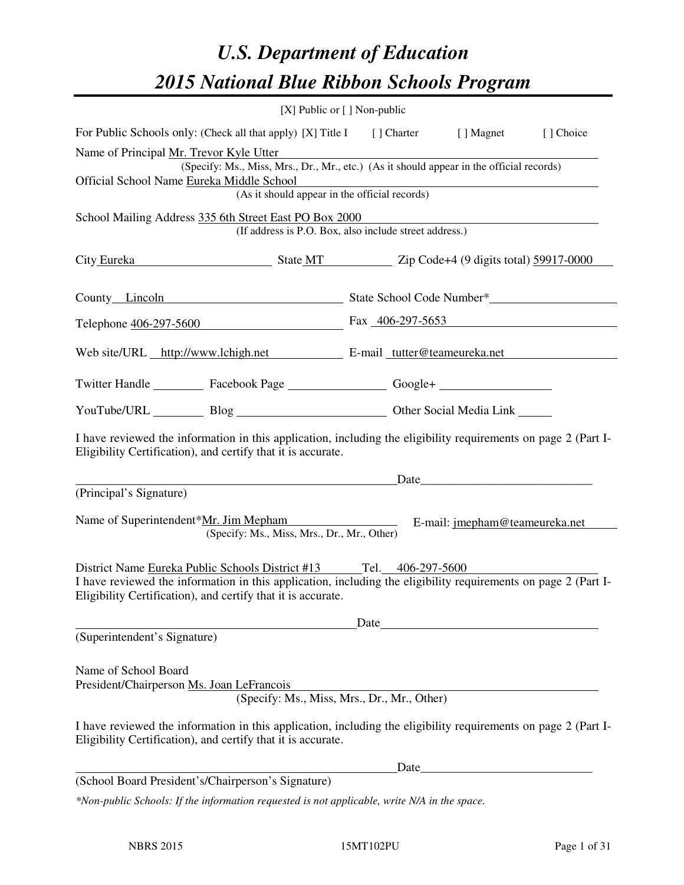# *U.S. Department of Education*
# *2015 National Blue Ribbon Schools Program*

[X] Public or [ ] Non-public

For Public Schools only: (Check all that apply) [X] Title I [ ] Charter [ ] Magnet [ ] Choice

Name of Principal Mr. Trevor Kyle Utter
(Specify: Ms., Miss, Mrs., Dr., Mr., etc.) (As it should appear in the official records)

Official School Name Eureka Middle School
(As it should appear in the official records)

School Mailing Address 335 6th Street East PO Box 2000
(If address is P.O. Box, also include street address.)

City Eureka State MT Zip Code+4 (9 digits total) 59917-0000

County Lincoln State School Code Number*

Telephone 406-297-5600 Fax 406-297-5653

Web site/URL http://www.lchigh.net E-mail tutter@teameureka.net

Twitter Handle Facebook Page Google+

YouTube/URL Blog Other Social Media Link

I have reviewed the information in this application, including the eligibility requirements on page 2 (Part I-Eligibility Certification), and certify that it is accurate.

Date

(Principal's Signature)

Name of Superintendent*Mr. Jim Mepham E-mail: jmepham@teameureka.net
(Specify: Ms., Miss, Mrs., Dr., Mr., Other)

District Name Eureka Public Schools District #13 Tel. 406-297-5600

I have reviewed the information in this application, including the eligibility requirements on page 2 (Part I-Eligibility Certification), and certify that it is accurate.

Date

(Superintendent's Signature)

Name of School Board
President/Chairperson Ms. Joan LeFrancois
(Specify: Ms., Miss, Mrs., Dr., Mr., Other)

I have reviewed the information in this application, including the eligibility requirements on page 2 (Part I-Eligibility Certification), and certify that it is accurate.

Date

(School Board President's/Chairperson's Signature)

*\*Non-public Schools: If the information requested is not applicable, write N/A in the space.*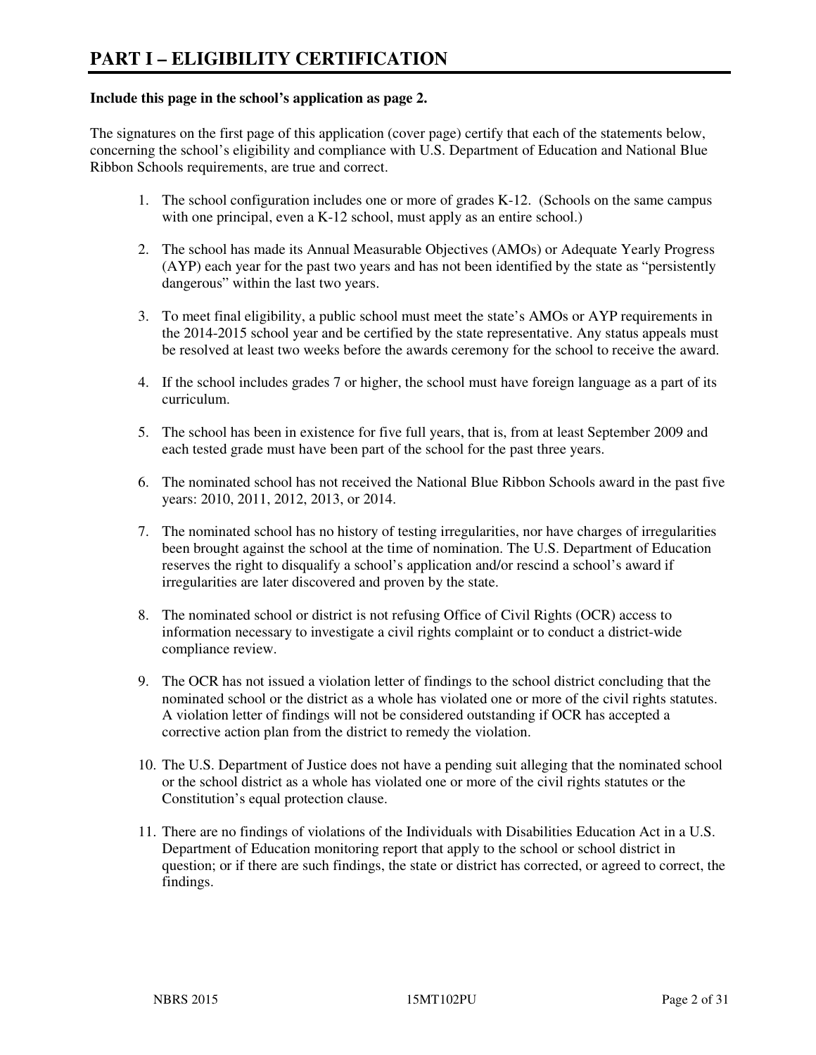# PART I – ELIGIBILITY CERTIFICATION

**Include this page in the school's application as page 2.**

The signatures on the first page of this application (cover page) certify that each of the statements below, concerning the school's eligibility and compliance with U.S. Department of Education and National Blue Ribbon Schools requirements, are true and correct.

1. The school configuration includes one or more of grades K-12. (Schools on the same campus with one principal, even a K-12 school, must apply as an entire school.)

2. The school has made its Annual Measurable Objectives (AMOs) or Adequate Yearly Progress (AYP) each year for the past two years and has not been identified by the state as "persistently dangerous" within the last two years.

3. To meet final eligibility, a public school must meet the state's AMOs or AYP requirements in the 2014-2015 school year and be certified by the state representative. Any status appeals must be resolved at least two weeks before the awards ceremony for the school to receive the award.

4. If the school includes grades 7 or higher, the school must have foreign language as a part of its curriculum.

5. The school has been in existence for five full years, that is, from at least September 2009 and each tested grade must have been part of the school for the past three years.

6. The nominated school has not received the National Blue Ribbon Schools award in the past five years: 2010, 2011, 2012, 2013, or 2014.

7. The nominated school has no history of testing irregularities, nor have charges of irregularities been brought against the school at the time of nomination. The U.S. Department of Education reserves the right to disqualify a school's application and/or rescind a school's award if irregularities are later discovered and proven by the state.

8. The nominated school or district is not refusing Office of Civil Rights (OCR) access to information necessary to investigate a civil rights complaint or to conduct a district-wide compliance review.

9. The OCR has not issued a violation letter of findings to the school district concluding that the nominated school or the district as a whole has violated one or more of the civil rights statutes. A violation letter of findings will not be considered outstanding if OCR has accepted a corrective action plan from the district to remedy the violation.

10. The U.S. Department of Justice does not have a pending suit alleging that the nominated school or the school district as a whole has violated one or more of the civil rights statutes or the Constitution's equal protection clause.

11. There are no findings of violations of the Individuals with Disabilities Education Act in a U.S. Department of Education monitoring report that apply to the school or school district in question; or if there are such findings, the state or district has corrected, or agreed to correct, the findings.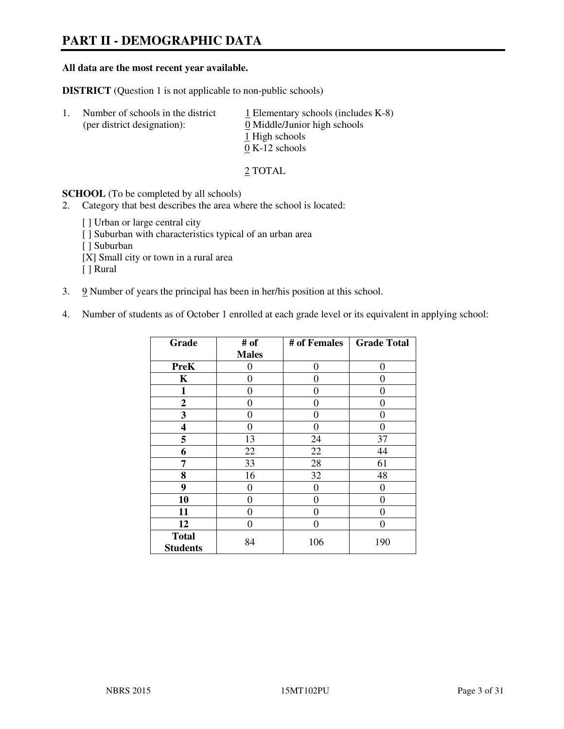# PART II - DEMOGRAPHIC DATA

**All data are the most recent year available.**

**DISTRICT** (Question 1 is not applicable to non-public schools)

1. Number of schools in the district (per district designation):
   1 Elementary schools (includes K-8)
   0 Middle/Junior high schools
   1 High schools
   0 K-12 schools

   2 TOTAL

**SCHOOL** (To be completed by all schools)

2. Category that best describes the area where the school is located:

   [ ] Urban or large central city
   [ ] Suburban with characteristics typical of an urban area
   [ ] Suburban
   [X] Small city or town in a rural area
   [ ] Rural

3. 9 Number of years the principal has been in her/his position at this school.

4. Number of students as of October 1 enrolled at each grade level or its equivalent in applying school:

| Grade | # of Males | # of Females | Grade Total |
|---|---|---|---|
| **PreK** | 0 | 0 | 0 |
| **K** | 0 | 0 | 0 |
| **1** | 0 | 0 | 0 |
| **2** | 0 | 0 | 0 |
| **3** | 0 | 0 | 0 |
| **4** | 0 | 0 | 0 |
| **5** | 13 | 24 | 37 |
| **6** | 22 | 22 | 44 |
| **7** | 33 | 28 | 61 |
| **8** | 16 | 32 | 48 |
| **9** | 0 | 0 | 0 |
| **10** | 0 | 0 | 0 |
| **11** | 0 | 0 | 0 |
| **12** | 0 | 0 | 0 |
| **Total Students** | 84 | 106 | 190 |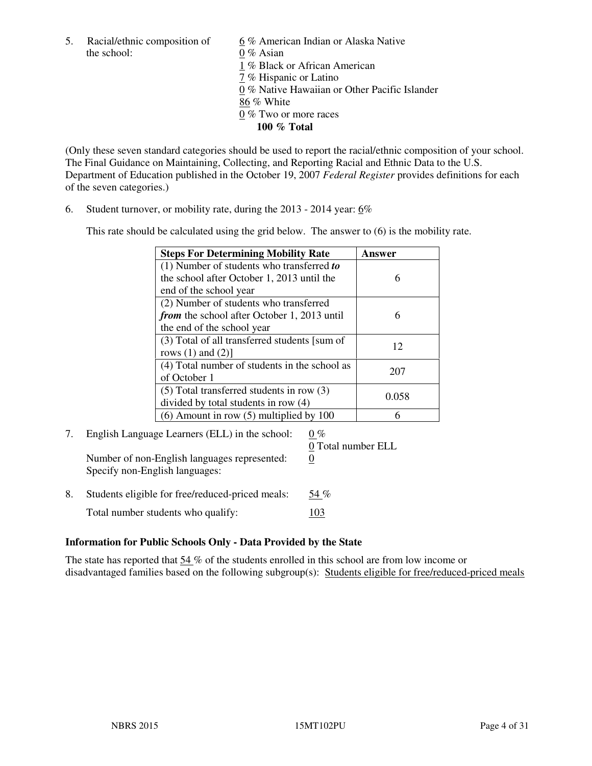5. Racial/ethnic composition of the school:

6 % American Indian or Alaska Native
0 % Asian
1 % Black or African American
7 % Hispanic or Latino
0 % Native Hawaiian or Other Pacific Islander
86 % White
0 % Two or more races
**100 % Total**

(Only these seven standard categories should be used to report the racial/ethnic composition of your school. The Final Guidance on Maintaining, Collecting, and Reporting Racial and Ethnic Data to the U.S. Department of Education published in the October 19, 2007 *Federal Register* provides definitions for each of the seven categories.)

6. Student turnover, or mobility rate, during the 2013 - 2014 year: 6%

This rate should be calculated using the grid below. The answer to (6) is the mobility rate.

| **Steps For Determining Mobility Rate** | **Answer** |
|---|---|
| (1) Number of students who transferred ***to*** the school after October 1, 2013 until the end of the school year | 6 |
| (2) Number of students who transferred ***from*** the school after October 1, 2013 until the end of the school year | 6 |
| (3) Total of all transferred students [sum of rows (1) and (2)] | 12 |
| (4) Total number of students in the school as of October 1 | 207 |
| (5) Total transferred students in row (3) divided by total students in row (4) | 0.058 |
| (6) Amount in row (5) multiplied by 100 | 6 |

7. English Language Learners (ELL) in the school: 0 %
0 Total number ELL
Number of non-English languages represented: 0
Specify non-English languages:

8. Students eligible for free/reduced-priced meals: 54 %
Total number students who qualify: 103

### Information for Public Schools Only - Data Provided by the State

The state has reported that 54 % of the students enrolled in this school are from low income or disadvantaged families based on the following subgroup(s): Students eligible for free/reduced-priced meals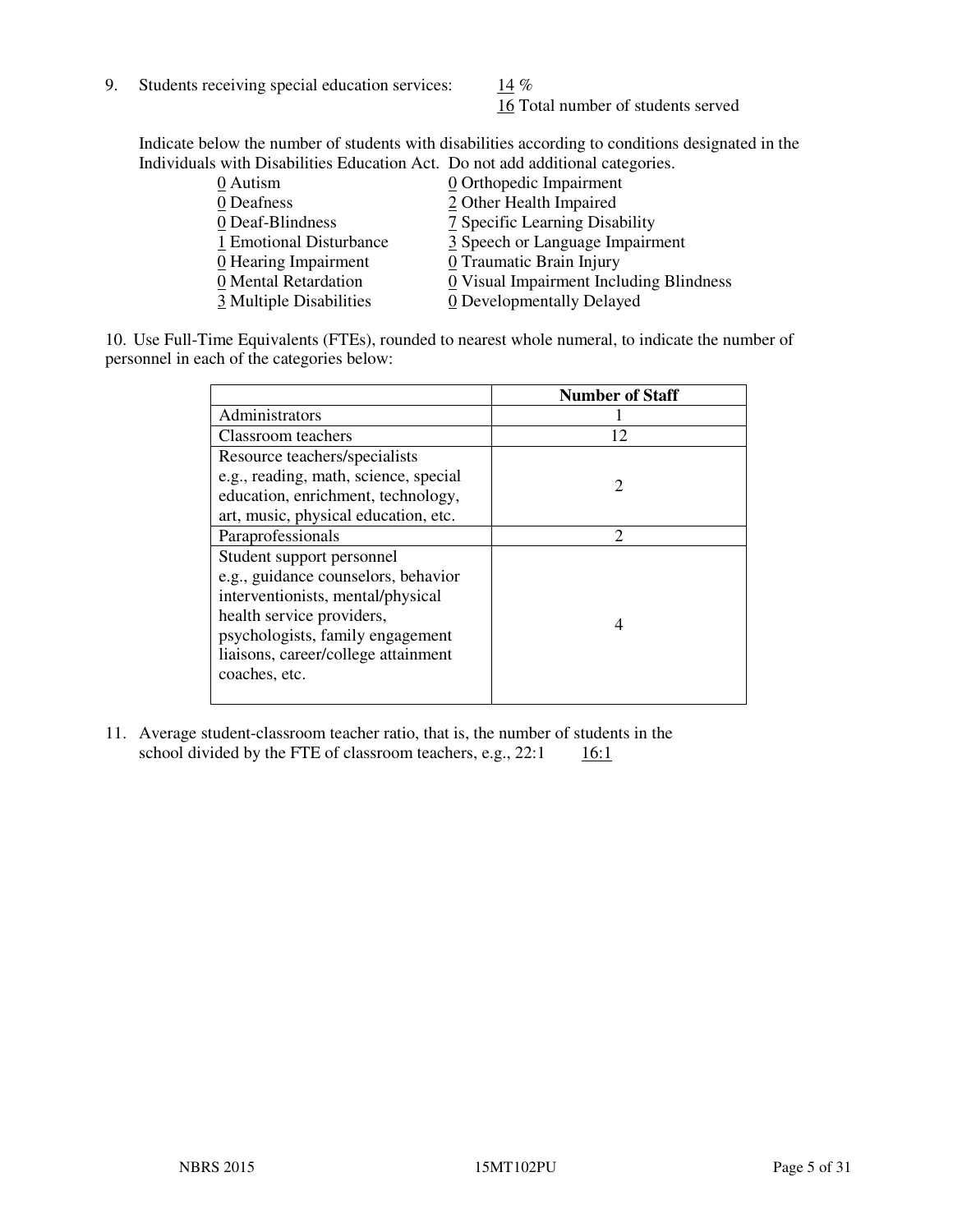9. Students receiving special education services: 14 %
   16 Total number of students served

Indicate below the number of students with disabilities according to conditions designated in the Individuals with Disabilities Education Act. Do not add additional categories.

0 Autism
0 Deafness
0 Deaf-Blindness
1 Emotional Disturbance
0 Hearing Impairment
0 Mental Retardation
3 Multiple Disabilities
0 Orthopedic Impairment
2 Other Health Impaired
7 Specific Learning Disability
3 Speech or Language Impairment
0 Traumatic Brain Injury
0 Visual Impairment Including Blindness
0 Developmentally Delayed

10. Use Full-Time Equivalents (FTEs), rounded to nearest whole numeral, to indicate the number of personnel in each of the categories below:

| | Number of Staff |
|---|---|
| Administrators | 1 |
| Classroom teachers | 12 |
| Resource teachers/specialists e.g., reading, math, science, special education, enrichment, technology, art, music, physical education, etc. | 2 |
| Paraprofessionals | 2 |
| Student support personnel e.g., guidance counselors, behavior interventionists, mental/physical health service providers, psychologists, family engagement liaisons, career/college attainment coaches, etc. | 4 |

11. Average student-classroom teacher ratio, that is, the number of students in the school divided by the FTE of classroom teachers, e.g., 22:1 16:1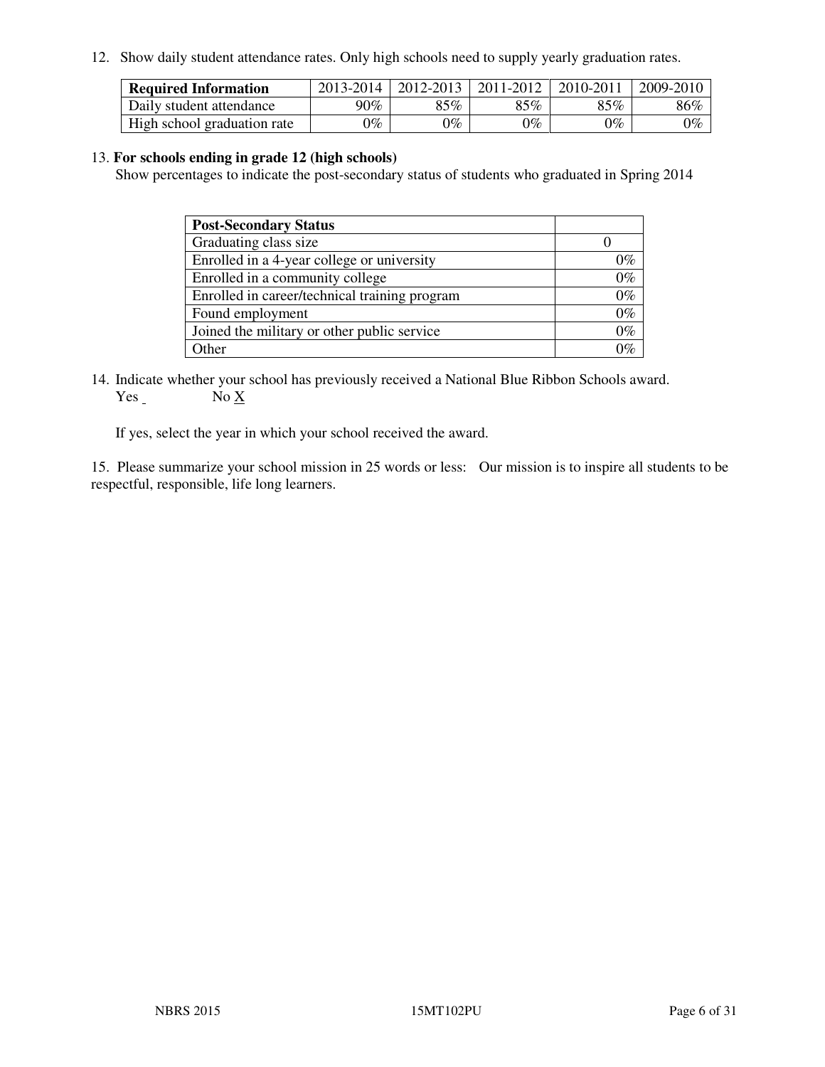12. Show daily student attendance rates. Only high schools need to supply yearly graduation rates.

| Required Information | 2013-2014 | 2012-2013 | 2011-2012 | 2010-2011 | 2009-2010 |
|---|---|---|---|---|---|
| Daily student attendance | 90% | 85% | 85% | 85% | 86% |
| High school graduation rate | 0% | 0% | 0% | 0% | 0% |

13. **For schools ending in grade 12 (high schools)**
Show percentages to indicate the post-secondary status of students who graduated in Spring 2014

| Post-Secondary Status | |
|---|---|
| Graduating class size | 0 |
| Enrolled in a 4-year college or university | 0% |
| Enrolled in a community college | 0% |
| Enrolled in career/technical training program | 0% |
| Found employment | 0% |
| Joined the military or other public service | 0% |
| Other | 0% |

14. Indicate whether your school has previously received a National Blue Ribbon Schools award.
Yes _ No X

If yes, select the year in which your school received the award.

15. Please summarize your school mission in 25 words or less: Our mission is to inspire all students to be respectful, responsible, life long learners.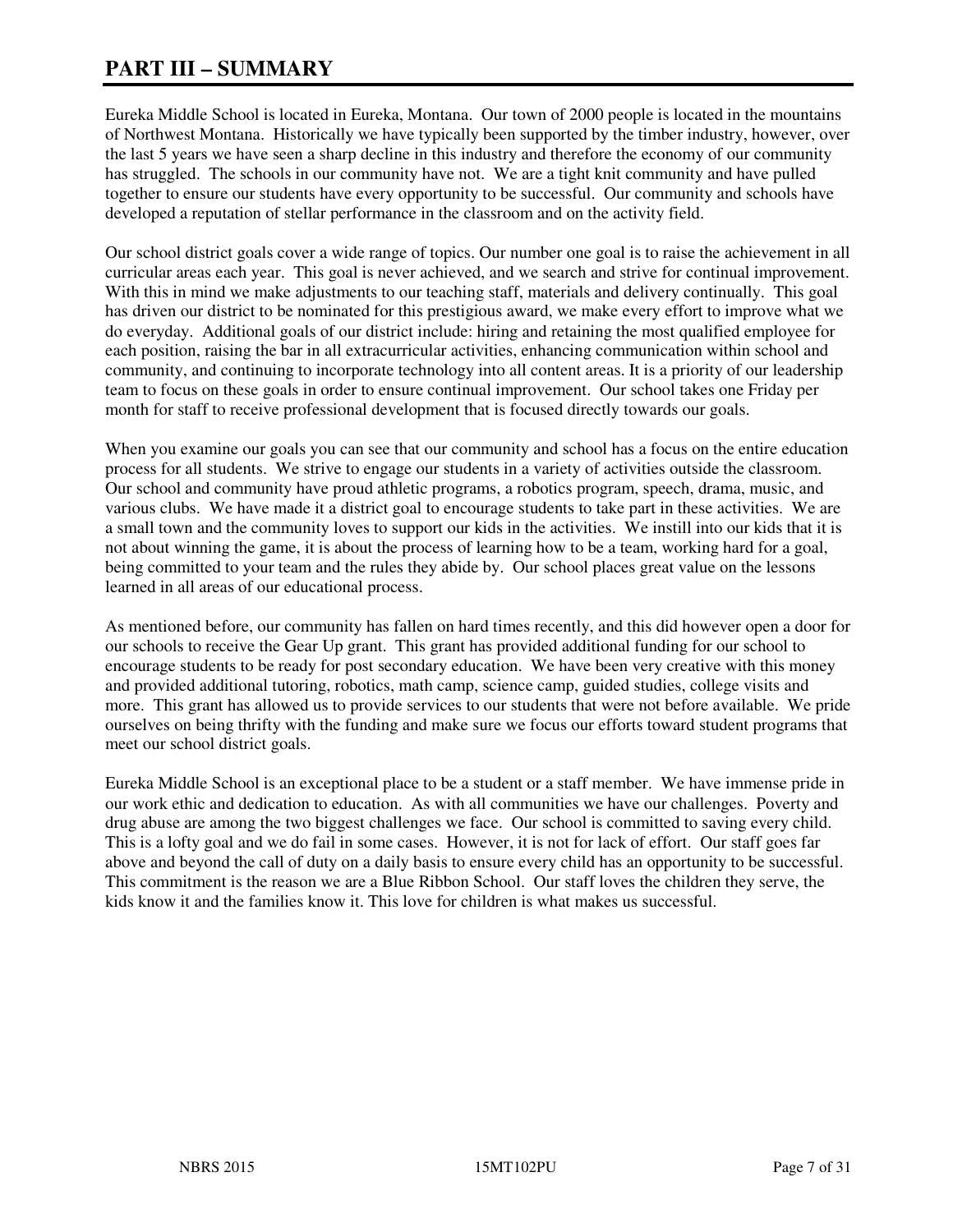# PART III – SUMMARY

Eureka Middle School is located in Eureka, Montana. Our town of 2000 people is located in the mountains of Northwest Montana. Historically we have typically been supported by the timber industry, however, over the last 5 years we have seen a sharp decline in this industry and therefore the economy of our community has struggled. The schools in our community have not. We are a tight knit community and have pulled together to ensure our students have every opportunity to be successful. Our community and schools have developed a reputation of stellar performance in the classroom and on the activity field.

Our school district goals cover a wide range of topics. Our number one goal is to raise the achievement in all curricular areas each year. This goal is never achieved, and we search and strive for continual improvement. With this in mind we make adjustments to our teaching staff, materials and delivery continually. This goal has driven our district to be nominated for this prestigious award, we make every effort to improve what we do everyday. Additional goals of our district include: hiring and retaining the most qualified employee for each position, raising the bar in all extracurricular activities, enhancing communication within school and community, and continuing to incorporate technology into all content areas. It is a priority of our leadership team to focus on these goals in order to ensure continual improvement. Our school takes one Friday per month for staff to receive professional development that is focused directly towards our goals.

When you examine our goals you can see that our community and school has a focus on the entire education process for all students. We strive to engage our students in a variety of activities outside the classroom. Our school and community have proud athletic programs, a robotics program, speech, drama, music, and various clubs. We have made it a district goal to encourage students to take part in these activities. We are a small town and the community loves to support our kids in the activities. We instill into our kids that it is not about winning the game, it is about the process of learning how to be a team, working hard for a goal, being committed to your team and the rules they abide by. Our school places great value on the lessons learned in all areas of our educational process.

As mentioned before, our community has fallen on hard times recently, and this did however open a door for our schools to receive the Gear Up grant. This grant has provided additional funding for our school to encourage students to be ready for post secondary education. We have been very creative with this money and provided additional tutoring, robotics, math camp, science camp, guided studies, college visits and more. This grant has allowed us to provide services to our students that were not before available. We pride ourselves on being thrifty with the funding and make sure we focus our efforts toward student programs that meet our school district goals.

Eureka Middle School is an exceptional place to be a student or a staff member. We have immense pride in our work ethic and dedication to education. As with all communities we have our challenges. Poverty and drug abuse are among the two biggest challenges we face. Our school is committed to saving every child. This is a lofty goal and we do fail in some cases. However, it is not for lack of effort. Our staff goes far above and beyond the call of duty on a daily basis to ensure every child has an opportunity to be successful. This commitment is the reason we are a Blue Ribbon School. Our staff loves the children they serve, the kids know it and the families know it. This love for children is what makes us successful.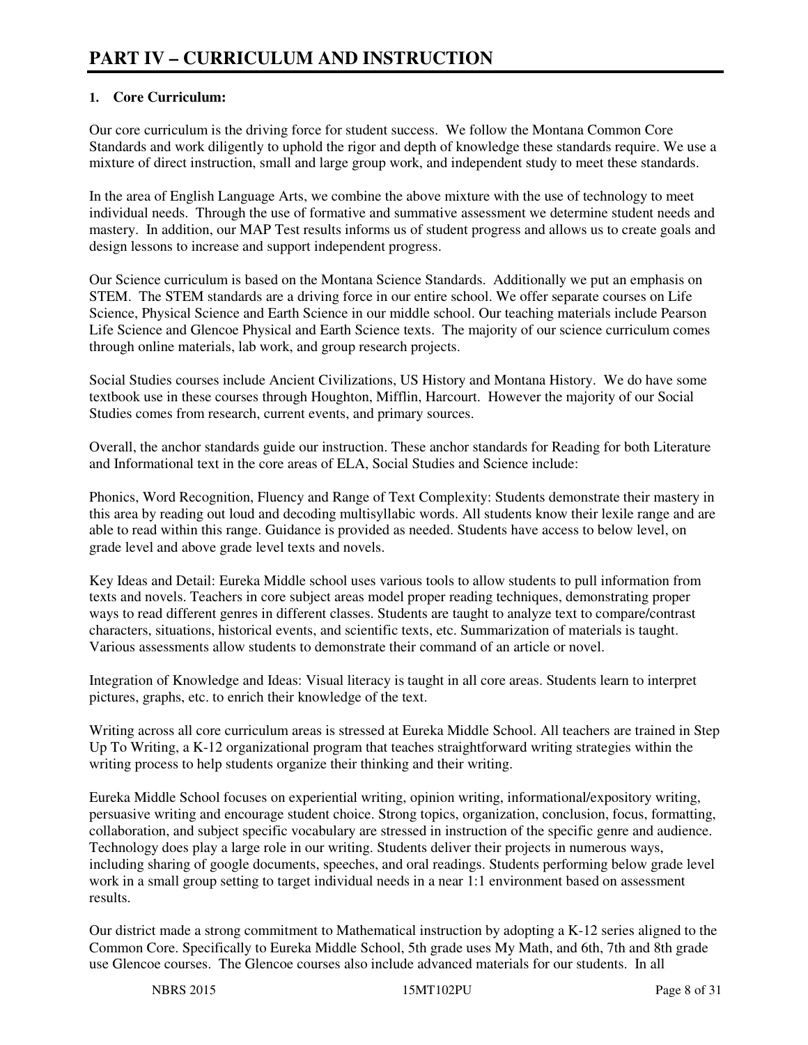# PART IV – CURRICULUM AND INSTRUCTION

**1. Core Curriculum:**

Our core curriculum is the driving force for student success. We follow the Montana Common Core Standards and work diligently to uphold the rigor and depth of knowledge these standards require. We use a mixture of direct instruction, small and large group work, and independent study to meet these standards.

In the area of English Language Arts, we combine the above mixture with the use of technology to meet individual needs. Through the use of formative and summative assessment we determine student needs and mastery. In addition, our MAP Test results informs us of student progress and allows us to create goals and design lessons to increase and support independent progress.

Our Science curriculum is based on the Montana Science Standards. Additionally we put an emphasis on STEM. The STEM standards are a driving force in our entire school. We offer separate courses on Life Science, Physical Science and Earth Science in our middle school. Our teaching materials include Pearson Life Science and Glencoe Physical and Earth Science texts. The majority of our science curriculum comes through online materials, lab work, and group research projects.

Social Studies courses include Ancient Civilizations, US History and Montana History. We do have some textbook use in these courses through Houghton, Mifflin, Harcourt. However the majority of our Social Studies comes from research, current events, and primary sources.

Overall, the anchor standards guide our instruction. These anchor standards for Reading for both Literature and Informational text in the core areas of ELA, Social Studies and Science include:

Phonics, Word Recognition, Fluency and Range of Text Complexity: Students demonstrate their mastery in this area by reading out loud and decoding multisyllabic words. All students know their lexile range and are able to read within this range. Guidance is provided as needed. Students have access to below level, on grade level and above grade level texts and novels.

Key Ideas and Detail: Eureka Middle school uses various tools to allow students to pull information from texts and novels. Teachers in core subject areas model proper reading techniques, demonstrating proper ways to read different genres in different classes. Students are taught to analyze text to compare/contrast characters, situations, historical events, and scientific texts, etc. Summarization of materials is taught. Various assessments allow students to demonstrate their command of an article or novel.

Integration of Knowledge and Ideas: Visual literacy is taught in all core areas. Students learn to interpret pictures, graphs, etc. to enrich their knowledge of the text.

Writing across all core curriculum areas is stressed at Eureka Middle School. All teachers are trained in Step Up To Writing, a K-12 organizational program that teaches straightforward writing strategies within the writing process to help students organize their thinking and their writing.

Eureka Middle School focuses on experiential writing, opinion writing, informational/expository writing, persuasive writing and encourage student choice. Strong topics, organization, conclusion, focus, formatting, collaboration, and subject specific vocabulary are stressed in instruction of the specific genre and audience. Technology does play a large role in our writing. Students deliver their projects in numerous ways, including sharing of google documents, speeches, and oral readings. Students performing below grade level work in a small group setting to target individual needs in a near 1:1 environment based on assessment results.

Our district made a strong commitment to Mathematical instruction by adopting a K-12 series aligned to the Common Core. Specifically to Eureka Middle School, 5th grade uses My Math, and 6th, 7th and 8th grade use Glencoe courses. The Glencoe courses also include advanced materials for our students. In all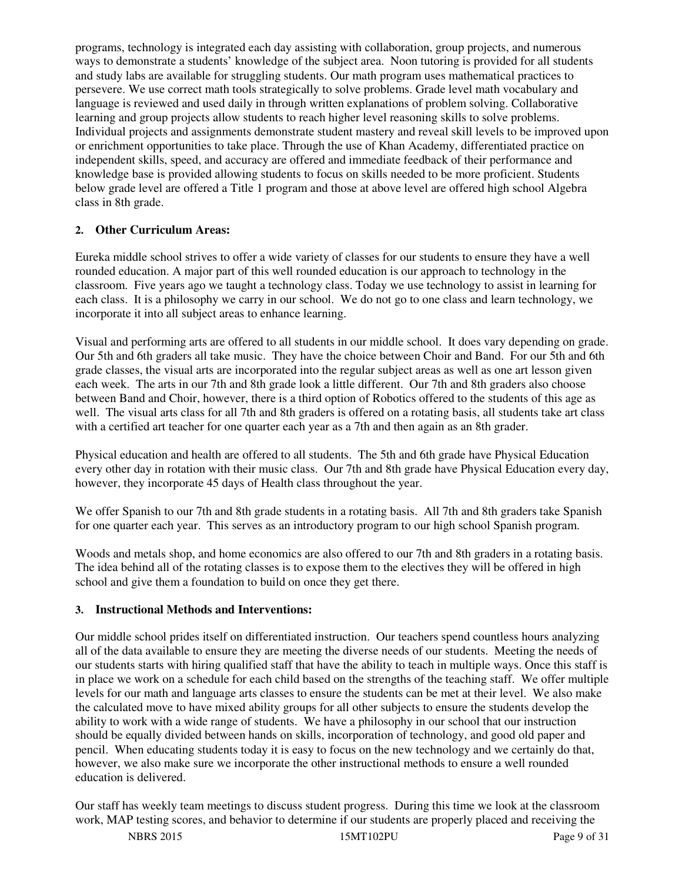programs, technology is integrated each day assisting with collaboration, group projects, and numerous ways to demonstrate a students' knowledge of the subject area. Noon tutoring is provided for all students and study labs are available for struggling students. Our math program uses mathematical practices to persevere. We use correct math tools strategically to solve problems. Grade level math vocabulary and language is reviewed and used daily in through written explanations of problem solving. Collaborative learning and group projects allow students to reach higher level reasoning skills to solve problems. Individual projects and assignments demonstrate student mastery and reveal skill levels to be improved upon or enrichment opportunities to take place. Through the use of Khan Academy, differentiated practice on independent skills, speed, and accuracy are offered and immediate feedback of their performance and knowledge base is provided allowing students to focus on skills needed to be more proficient. Students below grade level are offered a Title 1 program and those at above level are offered high school Algebra class in 8th grade.

**2. Other Curriculum Areas:**

Eureka middle school strives to offer a wide variety of classes for our students to ensure they have a well rounded education. A major part of this well rounded education is our approach to technology in the classroom. Five years ago we taught a technology class. Today we use technology to assist in learning for each class. It is a philosophy we carry in our school. We do not go to one class and learn technology, we incorporate it into all subject areas to enhance learning.

Visual and performing arts are offered to all students in our middle school. It does vary depending on grade. Our 5th and 6th graders all take music. They have the choice between Choir and Band. For our 5th and 6th grade classes, the visual arts are incorporated into the regular subject areas as well as one art lesson given each week. The arts in our 7th and 8th grade look a little different. Our 7th and 8th graders also choose between Band and Choir, however, there is a third option of Robotics offered to the students of this age as well. The visual arts class for all 7th and 8th graders is offered on a rotating basis, all students take art class with a certified art teacher for one quarter each year as a 7th and then again as an 8th grader.

Physical education and health are offered to all students. The 5th and 6th grade have Physical Education every other day in rotation with their music class. Our 7th and 8th grade have Physical Education every day, however, they incorporate 45 days of Health class throughout the year.

We offer Spanish to our 7th and 8th grade students in a rotating basis. All 7th and 8th graders take Spanish for one quarter each year. This serves as an introductory program to our high school Spanish program.

Woods and metals shop, and home economics are also offered to our 7th and 8th graders in a rotating basis. The idea behind all of the rotating classes is to expose them to the electives they will be offered in high school and give them a foundation to build on once they get there.

**3. Instructional Methods and Interventions:**

Our middle school prides itself on differentiated instruction. Our teachers spend countless hours analyzing all of the data available to ensure they are meeting the diverse needs of our students. Meeting the needs of our students starts with hiring qualified staff that have the ability to teach in multiple ways. Once this staff is in place we work on a schedule for each child based on the strengths of the teaching staff. We offer multiple levels for our math and language arts classes to ensure the students can be met at their level. We also make the calculated move to have mixed ability groups for all other subjects to ensure the students develop the ability to work with a wide range of students. We have a philosophy in our school that our instruction should be equally divided between hands on skills, incorporation of technology, and good old paper and pencil. When educating students today it is easy to focus on the new technology and we certainly do that, however, we also make sure we incorporate the other instructional methods to ensure a well rounded education is delivered.

Our staff has weekly team meetings to discuss student progress. During this time we look at the classroom work, MAP testing scores, and behavior to determine if our students are properly placed and receiving the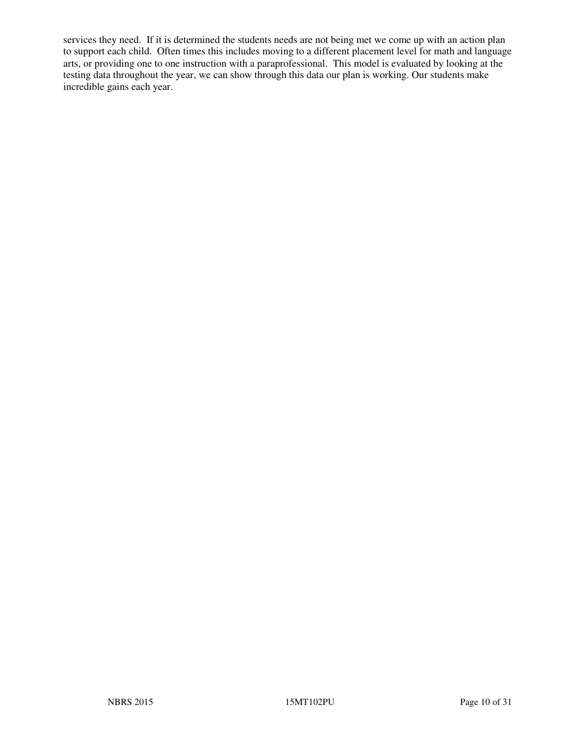services they need.  If it is determined the students needs are not being met we come up with an action plan to support each child.  Often times this includes moving to a different placement level for math and language arts, or providing one to one instruction with a paraprofessional.  This model is evaluated by looking at the testing data throughout the year, we can show through this data our plan is working. Our students make incredible gains each year.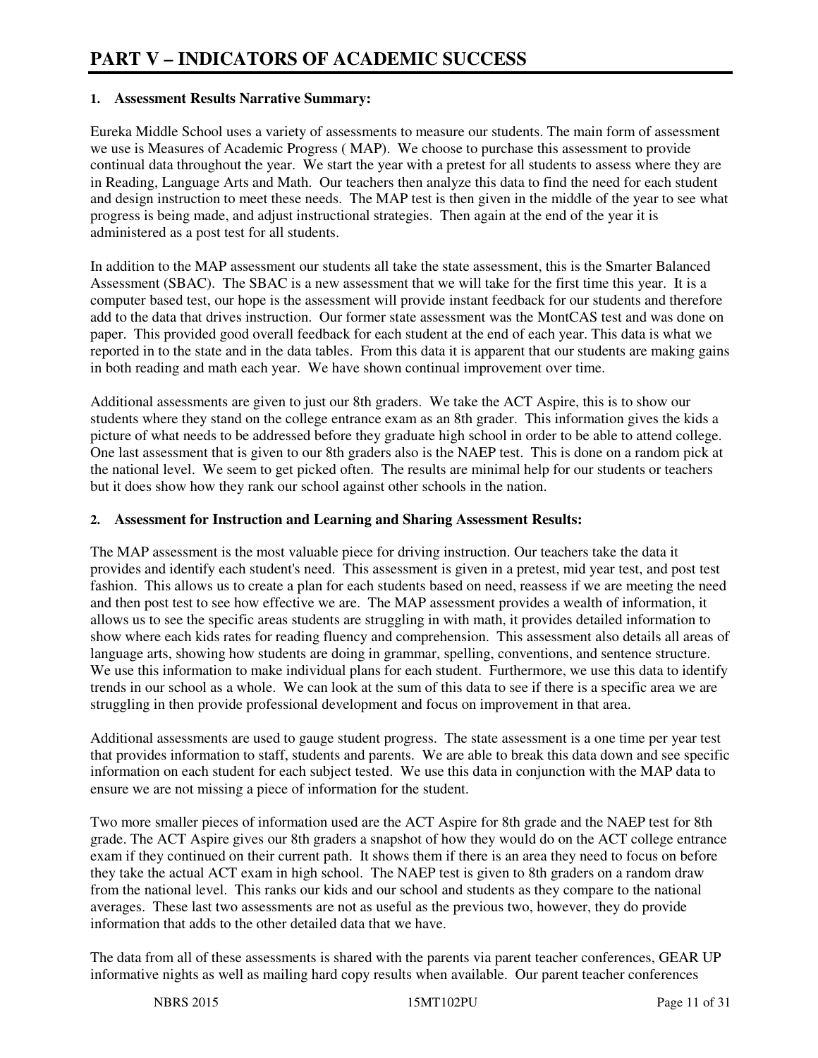# PART V – INDICATORS OF ACADEMIC SUCCESS

**1. Assessment Results Narrative Summary:**

Eureka Middle School uses a variety of assessments to measure our students. The main form of assessment we use is Measures of Academic Progress ( MAP). We choose to purchase this assessment to provide continual data throughout the year. We start the year with a pretest for all students to assess where they are in Reading, Language Arts and Math. Our teachers then analyze this data to find the need for each student and design instruction to meet these needs. The MAP test is then given in the middle of the year to see what progress is being made, and adjust instructional strategies. Then again at the end of the year it is administered as a post test for all students.

In addition to the MAP assessment our students all take the state assessment, this is the Smarter Balanced Assessment (SBAC). The SBAC is a new assessment that we will take for the first time this year. It is a computer based test, our hope is the assessment will provide instant feedback for our students and therefore add to the data that drives instruction. Our former state assessment was the MontCAS test and was done on paper. This provided good overall feedback for each student at the end of each year. This data is what we reported in to the state and in the data tables. From this data it is apparent that our students are making gains in both reading and math each year. We have shown continual improvement over time.

Additional assessments are given to just our 8th graders. We take the ACT Aspire, this is to show our students where they stand on the college entrance exam as an 8th grader. This information gives the kids a picture of what needs to be addressed before they graduate high school in order to be able to attend college. One last assessment that is given to our 8th graders also is the NAEP test. This is done on a random pick at the national level. We seem to get picked often. The results are minimal help for our students or teachers but it does show how they rank our school against other schools in the nation.

**2. Assessment for Instruction and Learning and Sharing Assessment Results:**

The MAP assessment is the most valuable piece for driving instruction. Our teachers take the data it provides and identify each student's need. This assessment is given in a pretest, mid year test, and post test fashion. This allows us to create a plan for each students based on need, reassess if we are meeting the need and then post test to see how effective we are. The MAP assessment provides a wealth of information, it allows us to see the specific areas students are struggling in with math, it provides detailed information to show where each kids rates for reading fluency and comprehension. This assessment also details all areas of language arts, showing how students are doing in grammar, spelling, conventions, and sentence structure. We use this information to make individual plans for each student. Furthermore, we use this data to identify trends in our school as a whole. We can look at the sum of this data to see if there is a specific area we are struggling in then provide professional development and focus on improvement in that area.

Additional assessments are used to gauge student progress. The state assessment is a one time per year test that provides information to staff, students and parents. We are able to break this data down and see specific information on each student for each subject tested. We use this data in conjunction with the MAP data to ensure we are not missing a piece of information for the student.

Two more smaller pieces of information used are the ACT Aspire for 8th grade and the NAEP test for 8th grade. The ACT Aspire gives our 8th graders a snapshot of how they would do on the ACT college entrance exam if they continued on their current path. It shows them if there is an area they need to focus on before they take the actual ACT exam in high school. The NAEP test is given to 8th graders on a random draw from the national level. This ranks our kids and our school and students as they compare to the national averages. These last two assessments are not as useful as the previous two, however, they do provide information that adds to the other detailed data that we have.

The data from all of these assessments is shared with the parents via parent teacher conferences, GEAR UP informative nights as well as mailing hard copy results when available. Our parent teacher conferences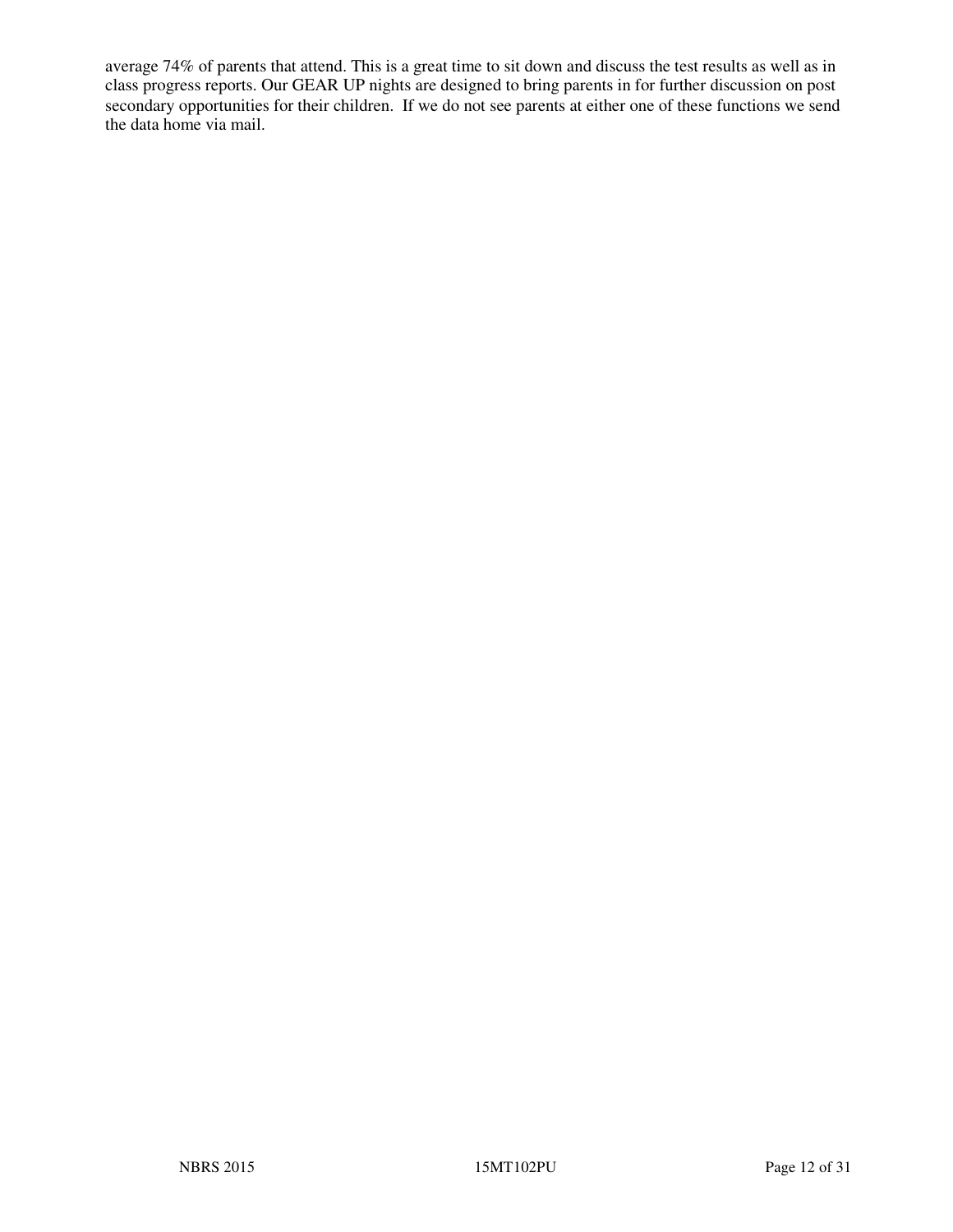average 74% of parents that attend. This is a great time to sit down and discuss the test results as well as in class progress reports. Our GEAR UP nights are designed to bring parents in for further discussion on post secondary opportunities for their children. If we do not see parents at either one of these functions we send the data home via mail.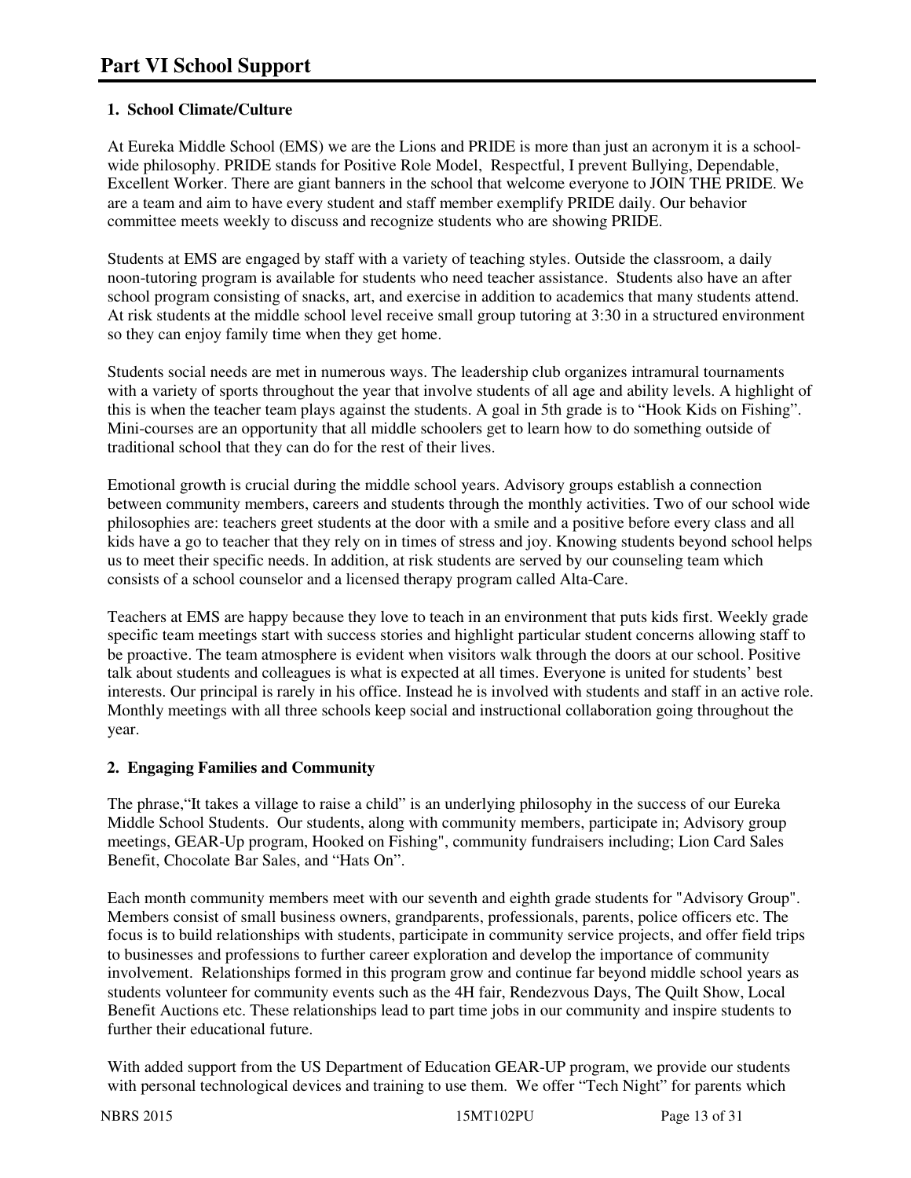# Part VI School Support

### 1. School Climate/Culture

At Eureka Middle School (EMS) we are the Lions and PRIDE is more than just an acronym it is a school-wide philosophy. PRIDE stands for Positive Role Model, Respectful, I prevent Bullying, Dependable, Excellent Worker. There are giant banners in the school that welcome everyone to JOIN THE PRIDE. We are a team and aim to have every student and staff member exemplify PRIDE daily. Our behavior committee meets weekly to discuss and recognize students who are showing PRIDE.

Students at EMS are engaged by staff with a variety of teaching styles. Outside the classroom, a daily noon-tutoring program is available for students who need teacher assistance. Students also have an after school program consisting of snacks, art, and exercise in addition to academics that many students attend. At risk students at the middle school level receive small group tutoring at 3:30 in a structured environment so they can enjoy family time when they get home.

Students social needs are met in numerous ways. The leadership club organizes intramural tournaments with a variety of sports throughout the year that involve students of all age and ability levels. A highlight of this is when the teacher team plays against the students. A goal in 5th grade is to "Hook Kids on Fishing". Mini-courses are an opportunity that all middle schoolers get to learn how to do something outside of traditional school that they can do for the rest of their lives.

Emotional growth is crucial during the middle school years. Advisory groups establish a connection between community members, careers and students through the monthly activities. Two of our school wide philosophies are: teachers greet students at the door with a smile and a positive before every class and all kids have a go to teacher that they rely on in times of stress and joy. Knowing students beyond school helps us to meet their specific needs. In addition, at risk students are served by our counseling team which consists of a school counselor and a licensed therapy program called Alta-Care.

Teachers at EMS are happy because they love to teach in an environment that puts kids first. Weekly grade specific team meetings start with success stories and highlight particular student concerns allowing staff to be proactive. The team atmosphere is evident when visitors walk through the doors at our school. Positive talk about students and colleagues is what is expected at all times. Everyone is united for students' best interests. Our principal is rarely in his office. Instead he is involved with students and staff in an active role. Monthly meetings with all three schools keep social and instructional collaboration going throughout the year.

### 2. Engaging Families and Community

The phrase,"It takes a village to raise a child" is an underlying philosophy in the success of our Eureka Middle School Students. Our students, along with community members, participate in; Advisory group meetings, GEAR-Up program, Hooked on Fishing", community fundraisers including; Lion Card Sales Benefit, Chocolate Bar Sales, and "Hats On".

Each month community members meet with our seventh and eighth grade students for "Advisory Group". Members consist of small business owners, grandparents, professionals, parents, police officers etc. The focus is to build relationships with students, participate in community service projects, and offer field trips to businesses and professions to further career exploration and develop the importance of community involvement. Relationships formed in this program grow and continue far beyond middle school years as students volunteer for community events such as the 4H fair, Rendezvous Days, The Quilt Show, Local Benefit Auctions etc. These relationships lead to part time jobs in our community and inspire students to further their educational future.

With added support from the US Department of Education GEAR-UP program, we provide our students with personal technological devices and training to use them. We offer "Tech Night" for parents which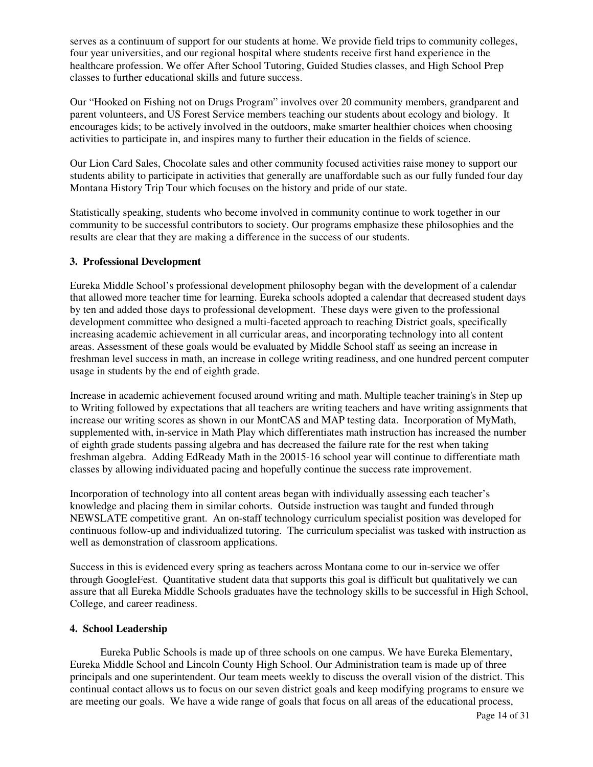serves as a continuum of support for our students at home. We provide field trips to community colleges, four year universities, and our regional hospital where students receive first hand experience in the healthcare profession. We offer After School Tutoring, Guided Studies classes, and High School Prep classes to further educational skills and future success.

Our "Hooked on Fishing not on Drugs Program" involves over 20 community members, grandparent and parent volunteers, and US Forest Service members teaching our students about ecology and biology. It encourages kids; to be actively involved in the outdoors, make smarter healthier choices when choosing activities to participate in, and inspires many to further their education in the fields of science.

Our Lion Card Sales, Chocolate sales and other community focused activities raise money to support our students ability to participate in activities that generally are unaffordable such as our fully funded four day Montana History Trip Tour which focuses on the history and pride of our state.

Statistically speaking, students who become involved in community continue to work together in our community to be successful contributors to society. Our programs emphasize these philosophies and the results are clear that they are making a difference in the success of our students.

### 3. Professional Development

Eureka Middle School's professional development philosophy began with the development of a calendar that allowed more teacher time for learning. Eureka schools adopted a calendar that decreased student days by ten and added those days to professional development. These days were given to the professional development committee who designed a multi-faceted approach to reaching District goals, specifically increasing academic achievement in all curricular areas, and incorporating technology into all content areas. Assessment of these goals would be evaluated by Middle School staff as seeing an increase in freshman level success in math, an increase in college writing readiness, and one hundred percent computer usage in students by the end of eighth grade.

Increase in academic achievement focused around writing and math. Multiple teacher training's in Step up to Writing followed by expectations that all teachers are writing teachers and have writing assignments that increase our writing scores as shown in our MontCAS and MAP testing data. Incorporation of MyMath, supplemented with, in-service in Math Play which differentiates math instruction has increased the number of eighth grade students passing algebra and has decreased the failure rate for the rest when taking freshman algebra. Adding EdReady Math in the 20015-16 school year will continue to differentiate math classes by allowing individuated pacing and hopefully continue the success rate improvement.

Incorporation of technology into all content areas began with individually assessing each teacher's knowledge and placing them in similar cohorts. Outside instruction was taught and funded through NEWSLATE competitive grant. An on-staff technology curriculum specialist position was developed for continuous follow-up and individualized tutoring. The curriculum specialist was tasked with instruction as well as demonstration of classroom applications.

Success in this is evidenced every spring as teachers across Montana come to our in-service we offer through GoogleFest. Quantitative student data that supports this goal is difficult but qualitatively we can assure that all Eureka Middle Schools graduates have the technology skills to be successful in High School, College, and career readiness.

### 4. School Leadership

Eureka Public Schools is made up of three schools on one campus. We have Eureka Elementary, Eureka Middle School and Lincoln County High School. Our Administration team is made up of three principals and one superintendent. Our team meets weekly to discuss the overall vision of the district. This continual contact allows us to focus on our seven district goals and keep modifying programs to ensure we are meeting our goals. We have a wide range of goals that focus on all areas of the educational process,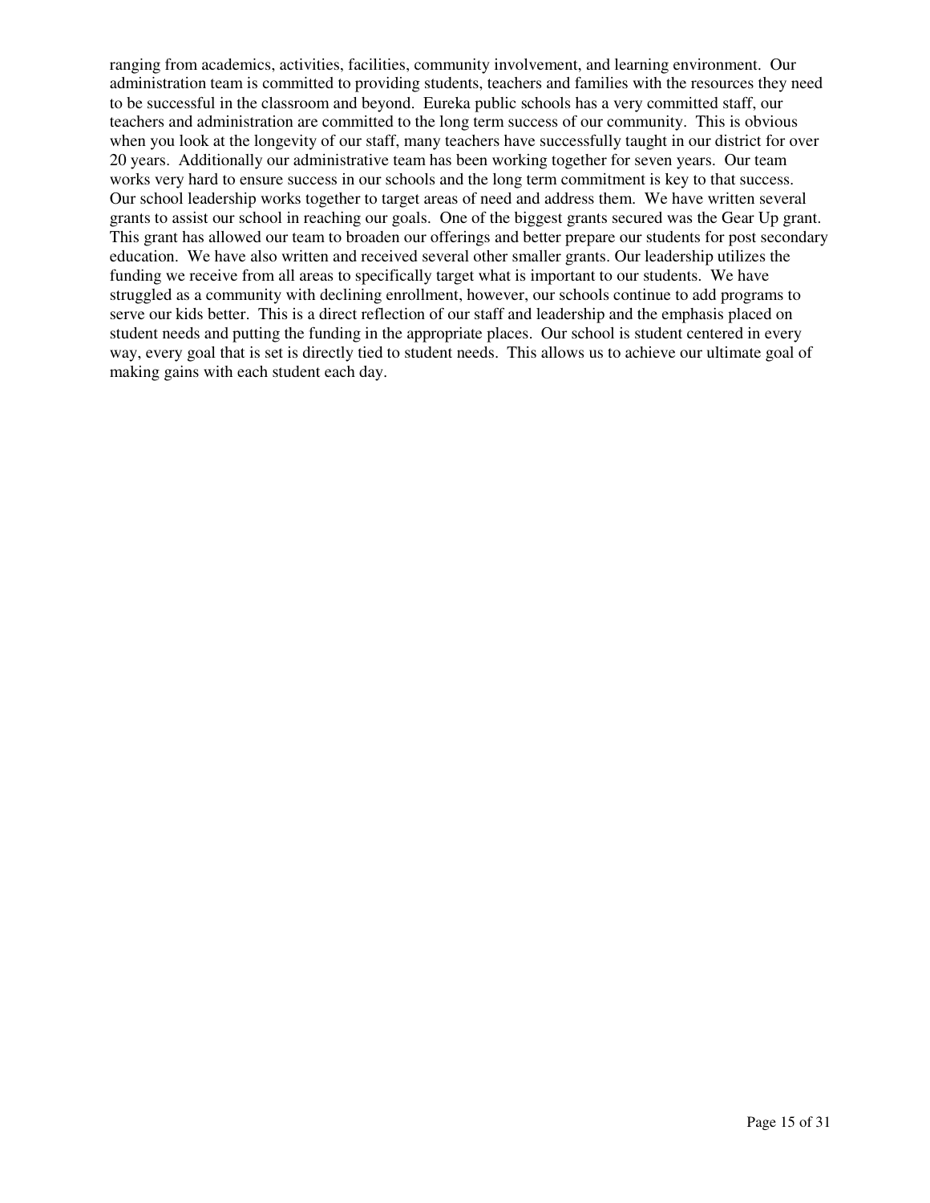ranging from academics, activities, facilities, community involvement, and learning environment. Our administration team is committed to providing students, teachers and families with the resources they need to be successful in the classroom and beyond. Eureka public schools has a very committed staff, our teachers and administration are committed to the long term success of our community. This is obvious when you look at the longevity of our staff, many teachers have successfully taught in our district for over 20 years. Additionally our administrative team has been working together for seven years. Our team works very hard to ensure success in our schools and the long term commitment is key to that success. Our school leadership works together to target areas of need and address them. We have written several grants to assist our school in reaching our goals. One of the biggest grants secured was the Gear Up grant. This grant has allowed our team to broaden our offerings and better prepare our students for post secondary education. We have also written and received several other smaller grants. Our leadership utilizes the funding we receive from all areas to specifically target what is important to our students. We have struggled as a community with declining enrollment, however, our schools continue to add programs to serve our kids better. This is a direct reflection of our staff and leadership and the emphasis placed on student needs and putting the funding in the appropriate places. Our school is student centered in every way, every goal that is set is directly tied to student needs. This allows us to achieve our ultimate goal of making gains with each student each day.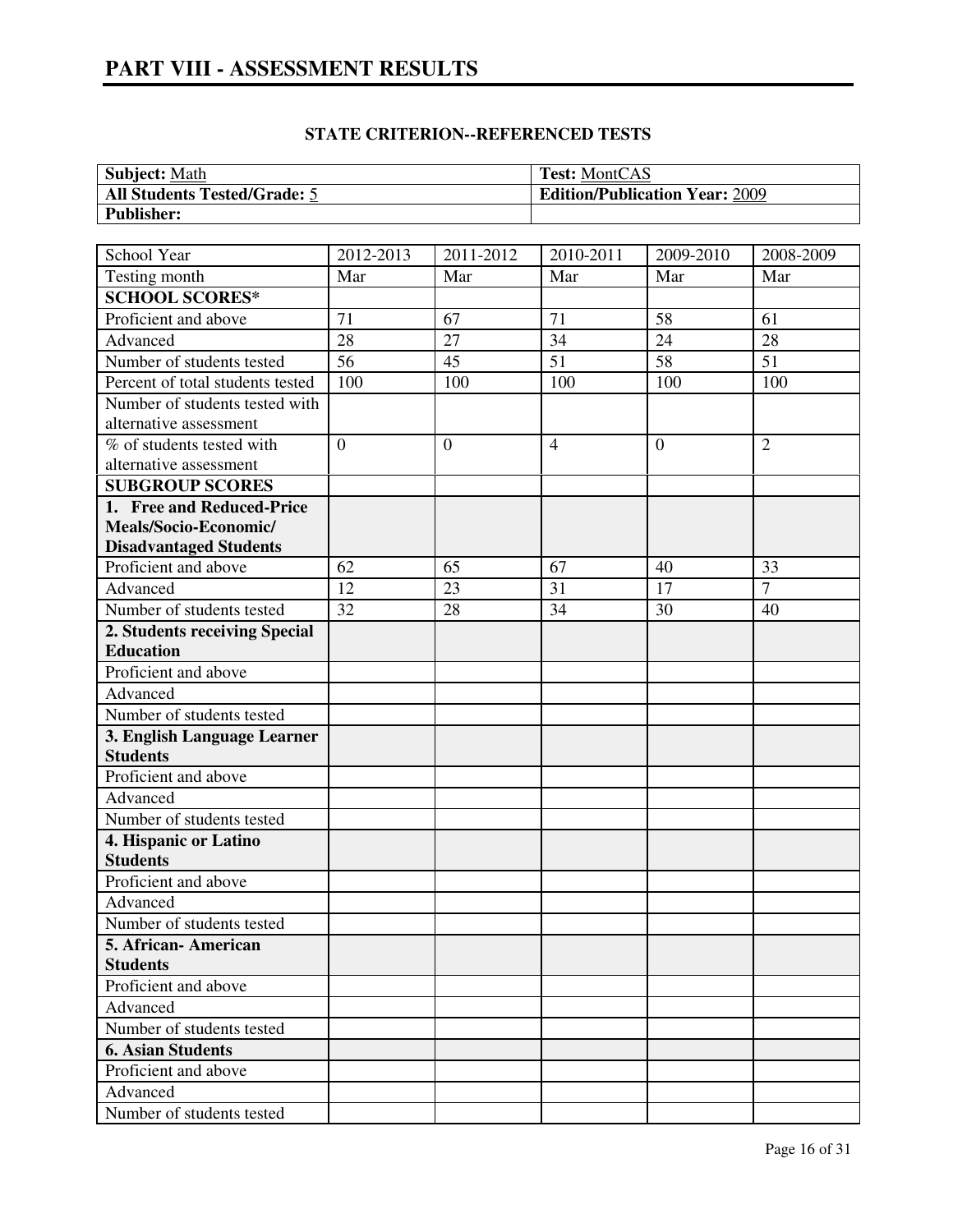# PART VIII - ASSESSMENT RESULTS

**STATE CRITERION--REFERENCED TESTS**

| **Subject:** Math | **Test:** MontCAS |
|---|---|
| **All Students Tested/Grade:** 5 | **Edition/Publication Year:** 2009 |
| **Publisher:** | |

| School Year | 2012-2013 | 2011-2012 | 2010-2011 | 2009-2010 | 2008-2009 |
|---|---|---|---|---|---|
| Testing month | Mar | Mar | Mar | Mar | Mar |
| **SCHOOL SCORES*** | | | | | |
| Proficient and above | 71 | 67 | 71 | 58 | 61 |
| Advanced | 28 | 27 | 34 | 24 | 28 |
| Number of students tested | 56 | 45 | 51 | 58 | 51 |
| Percent of total students tested | 100 | 100 | 100 | 100 | 100 |
| Number of students tested with alternative assessment | | | | | |
| % of students tested with alternative assessment | 0 | 0 | 4 | 0 | 2 |
| **SUBGROUP SCORES** | | | | | |
| **1. Free and Reduced-Price Meals/Socio-Economic/ Disadvantaged Students** | | | | | |
| Proficient and above | 62 | 65 | 67 | 40 | 33 |
| Advanced | 12 | 23 | 31 | 17 | 7 |
| Number of students tested | 32 | 28 | 34 | 30 | 40 |
| **2. Students receiving Special Education** | | | | | |
| Proficient and above | | | | | |
| Advanced | | | | | |
| Number of students tested | | | | | |
| **3. English Language Learner Students** | | | | | |
| Proficient and above | | | | | |
| Advanced | | | | | |
| Number of students tested | | | | | |
| **4. Hispanic or Latino Students** | | | | | |
| Proficient and above | | | | | |
| Advanced | | | | | |
| Number of students tested | | | | | |
| **5. African- American Students** | | | | | |
| Proficient and above | | | | | |
| Advanced | | | | | |
| Number of students tested | | | | | |
| **6. Asian Students** | | | | | |
| Proficient and above | | | | | |
| Advanced | | | | | |
| Number of students tested | | | | | |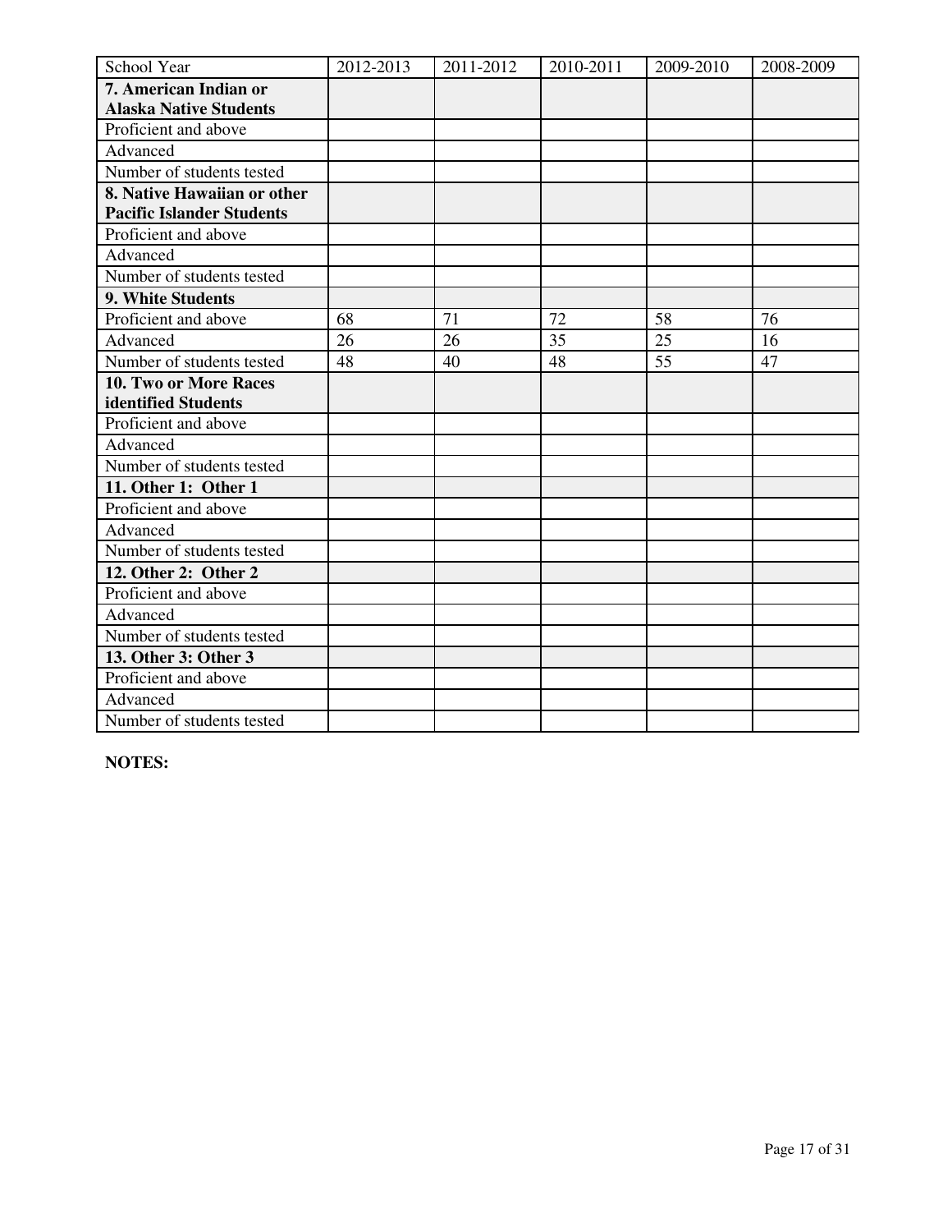| School Year | 2012-2013 | 2011-2012 | 2010-2011 | 2009-2010 | 2008-2009 |
|---|---|---|---|---|---|
| **7. American Indian or Alaska Native Students** | | | | | |
| Proficient and above | | | | | |
| Advanced | | | | | |
| Number of students tested | | | | | |
| **8. Native Hawaiian or other Pacific Islander Students** | | | | | |
| Proficient and above | | | | | |
| Advanced | | | | | |
| Number of students tested | | | | | |
| **9. White Students** | | | | | |
| Proficient and above | 68 | 71 | 72 | 58 | 76 |
| Advanced | 26 | 26 | 35 | 25 | 16 |
| Number of students tested | 48 | 40 | 48 | 55 | 47 |
| **10. Two or More Races identified Students** | | | | | |
| Proficient and above | | | | | |
| Advanced | | | | | |
| Number of students tested | | | | | |
| **11. Other 1: Other 1** | | | | | |
| Proficient and above | | | | | |
| Advanced | | | | | |
| Number of students tested | | | | | |
| **12. Other 2: Other 2** | | | | | |
| Proficient and above | | | | | |
| Advanced | | | | | |
| Number of students tested | | | | | |
| **13. Other 3: Other 3** | | | | | |
| Proficient and above | | | | | |
| Advanced | | | | | |
| Number of students tested | | | | | |

**NOTES:**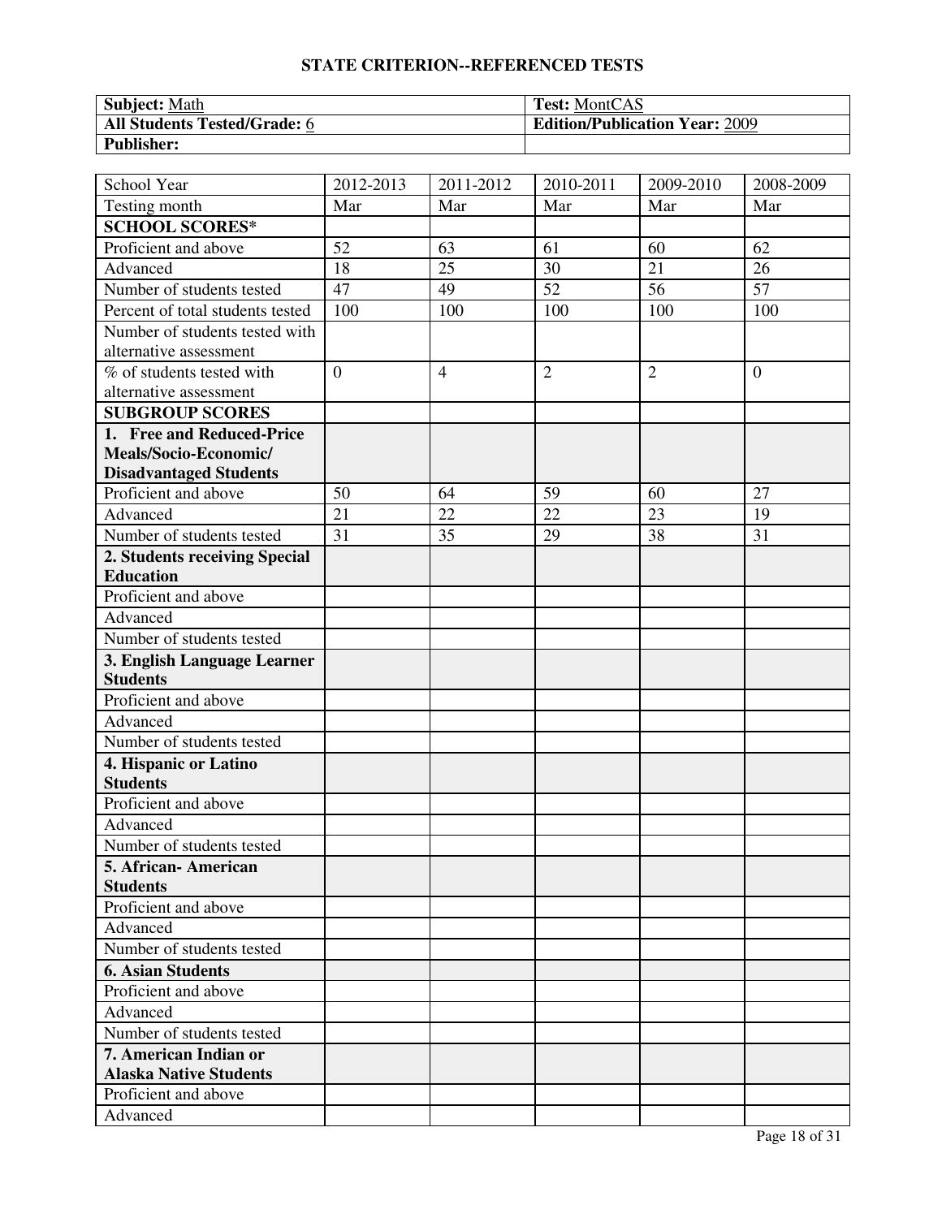## STATE CRITERION--REFERENCED TESTS

| Subject: Math | Test: MontCAS |
|---|---|
| All Students Tested/Grade: 6 | Edition/Publication Year: 2009 |
| Publisher: | |

| School Year | 2012-2013 | 2011-2012 | 2010-2011 | 2009-2010 | 2008-2009 |
|---|---|---|---|---|---|
| Testing month | Mar | Mar | Mar | Mar | Mar |
| **SCHOOL SCORES*** | | | | | |
| Proficient and above | 52 | 63 | 61 | 60 | 62 |
| Advanced | 18 | 25 | 30 | 21 | 26 |
| Number of students tested | 47 | 49 | 52 | 56 | 57 |
| Percent of total students tested | 100 | 100 | 100 | 100 | 100 |
| Number of students tested with alternative assessment | | | | | |
| % of students tested with alternative assessment | 0 | 4 | 2 | 2 | 0 |
| **SUBGROUP SCORES** | | | | | |
| **1. Free and Reduced-Price Meals/Socio-Economic/ Disadvantaged Students** | | | | | |
| Proficient and above | 50 | 64 | 59 | 60 | 27 |
| Advanced | 21 | 22 | 22 | 23 | 19 |
| Number of students tested | 31 | 35 | 29 | 38 | 31 |
| **2. Students receiving Special Education** | | | | | |
| Proficient and above | | | | | |
| Advanced | | | | | |
| Number of students tested | | | | | |
| **3. English Language Learner Students** | | | | | |
| Proficient and above | | | | | |
| Advanced | | | | | |
| Number of students tested | | | | | |
| **4. Hispanic or Latino Students** | | | | | |
| Proficient and above | | | | | |
| Advanced | | | | | |
| Number of students tested | | | | | |
| **5. African- American Students** | | | | | |
| Proficient and above | | | | | |
| Advanced | | | | | |
| Number of students tested | | | | | |
| **6. Asian Students** | | | | | |
| Proficient and above | | | | | |
| Advanced | | | | | |
| Number of students tested | | | | | |
| **7. American Indian or Alaska Native Students** | | | | | |
| Proficient and above | | | | | |
| Advanced | | | | | |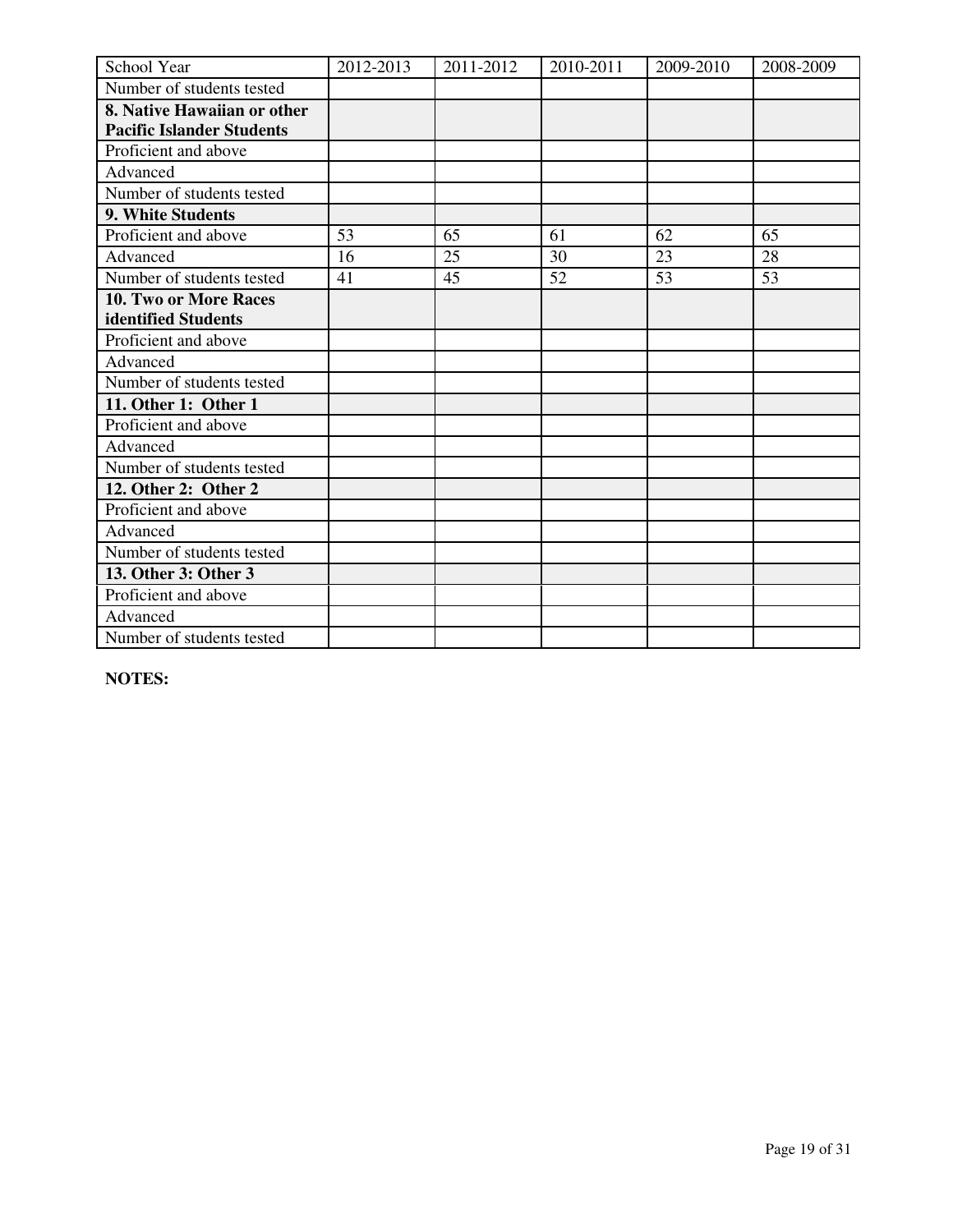| School Year | 2012-2013 | 2011-2012 | 2010-2011 | 2009-2010 | 2008-2009 |
| --- | --- | --- | --- | --- | --- |
| Number of students tested | | | | | |
| **8. Native Hawaiian or other Pacific Islander Students** | | | | | |
| Proficient and above | | | | | |
| Advanced | | | | | |
| Number of students tested | | | | | |
| **9. White Students** | | | | | |
| Proficient and above | 53 | 65 | 61 | 62 | 65 |
| Advanced | 16 | 25 | 30 | 23 | 28 |
| Number of students tested | 41 | 45 | 52 | 53 | 53 |
| **10. Two or More Races identified Students** | | | | | |
| Proficient and above | | | | | |
| Advanced | | | | | |
| Number of students tested | | | | | |
| **11. Other 1: Other 1** | | | | | |
| Proficient and above | | | | | |
| Advanced | | | | | |
| Number of students tested | | | | | |
| **12. Other 2: Other 2** | | | | | |
| Proficient and above | | | | | |
| Advanced | | | | | |
| Number of students tested | | | | | |
| **13. Other 3: Other 3** | | | | | |
| Proficient and above | | | | | |
| Advanced | | | | | |
| Number of students tested | | | | | |

**NOTES:**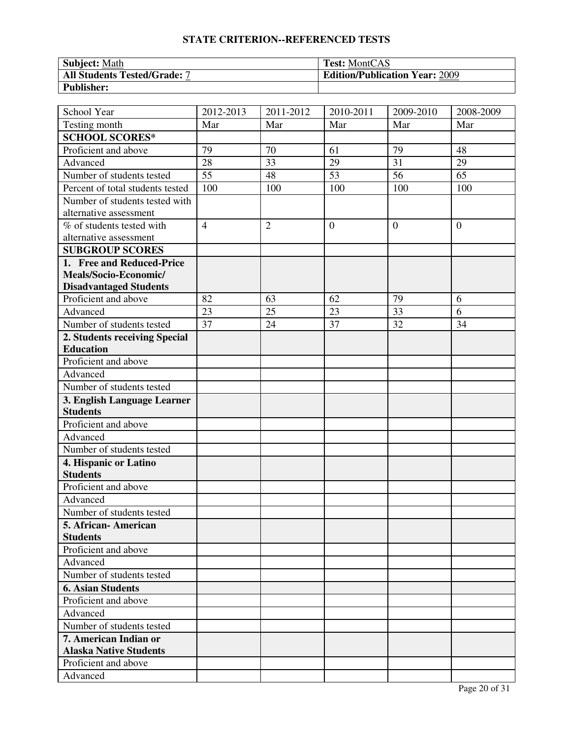## STATE CRITERION--REFERENCED TESTS

| **Subject:** Math | **Test:** MontCAS |
|---|---|
| **All Students Tested/Grade:** 7 | **Edition/Publication Year:** 2009 |
| **Publisher:** | |

| School Year | 2012-2013 | 2011-2012 | 2010-2011 | 2009-2010 | 2008-2009 |
|---|---|---|---|---|---|
| Testing month | Mar | Mar | Mar | Mar | Mar |
| **SCHOOL SCORES*** | | | | | |
| Proficient and above | 79 | 70 | 61 | 79 | 48 |
| Advanced | 28 | 33 | 29 | 31 | 29 |
| Number of students tested | 55 | 48 | 53 | 56 | 65 |
| Percent of total students tested | 100 | 100 | 100 | 100 | 100 |
| Number of students tested with alternative assessment | | | | | |
| % of students tested with alternative assessment | 4 | 2 | 0 | 0 | 0 |
| **SUBGROUP SCORES** | | | | | |
| **1. Free and Reduced-Price Meals/Socio-Economic/ Disadvantaged Students** | | | | | |
| Proficient and above | 82 | 63 | 62 | 79 | 6 |
| Advanced | 23 | 25 | 23 | 33 | 6 |
| Number of students tested | 37 | 24 | 37 | 32 | 34 |
| **2. Students receiving Special Education** | | | | | |
| Proficient and above | | | | | |
| Advanced | | | | | |
| Number of students tested | | | | | |
| **3. English Language Learner Students** | | | | | |
| Proficient and above | | | | | |
| Advanced | | | | | |
| Number of students tested | | | | | |
| **4. Hispanic or Latino Students** | | | | | |
| Proficient and above | | | | | |
| Advanced | | | | | |
| Number of students tested | | | | | |
| **5. African- American Students** | | | | | |
| Proficient and above | | | | | |
| Advanced | | | | | |
| Number of students tested | | | | | |
| **6. Asian Students** | | | | | |
| Proficient and above | | | | | |
| Advanced | | | | | |
| Number of students tested | | | | | |
| **7. American Indian or Alaska Native Students** | | | | | |
| Proficient and above | | | | | |
| Advanced | | | | | |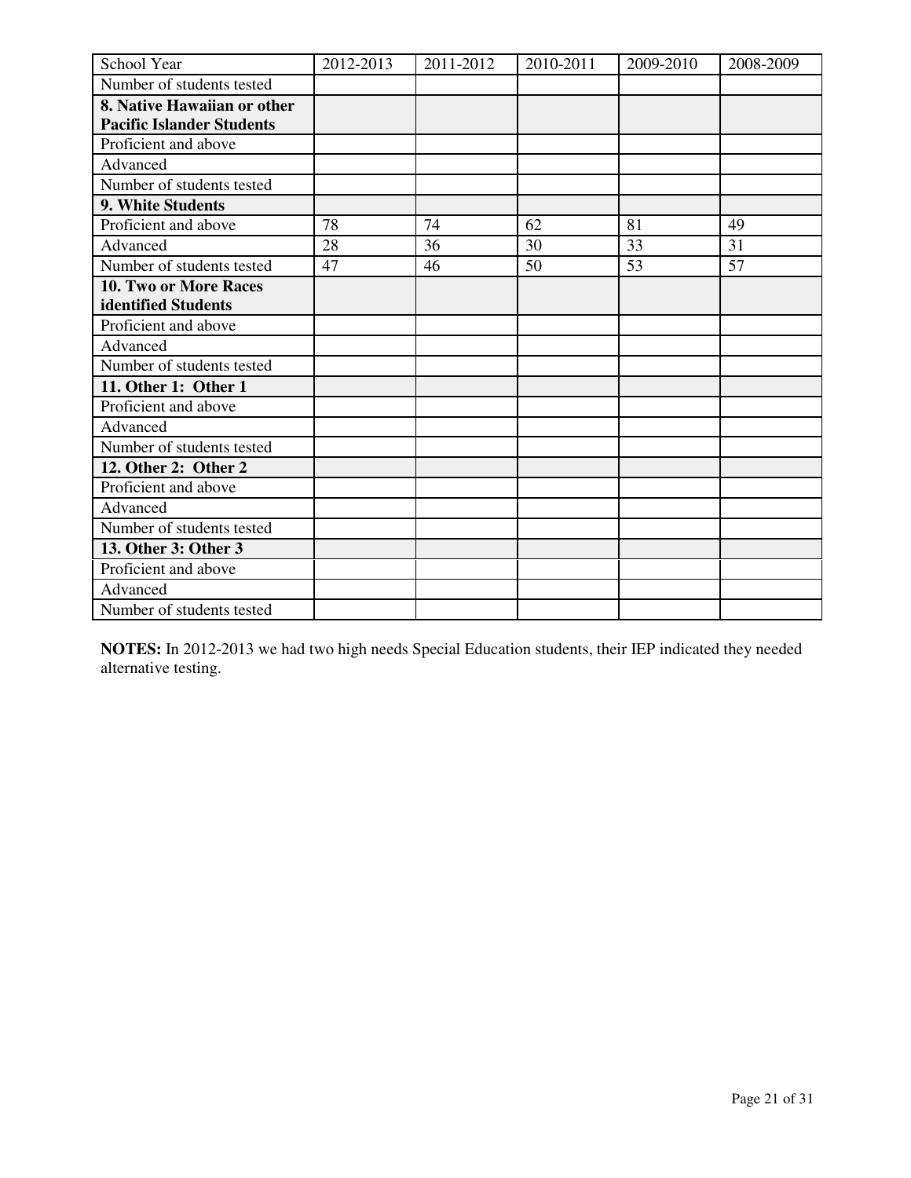| School Year | 2012-2013 | 2011-2012 | 2010-2011 | 2009-2010 | 2008-2009 |
|---|---|---|---|---|---|
| Number of students tested | | | | | |
| **8. Native Hawaiian or other Pacific Islander Students** | | | | | |
| Proficient and above | | | | | |
| Advanced | | | | | |
| Number of students tested | | | | | |
| **9. White Students** | | | | | |
| Proficient and above | 78 | 74 | 62 | 81 | 49 |
| Advanced | 28 | 36 | 30 | 33 | 31 |
| Number of students tested | 47 | 46 | 50 | 53 | 57 |
| **10. Two or More Races identified Students** | | | | | |
| Proficient and above | | | | | |
| Advanced | | | | | |
| Number of students tested | | | | | |
| **11. Other 1: Other 1** | | | | | |
| Proficient and above | | | | | |
| Advanced | | | | | |
| Number of students tested | | | | | |
| **12. Other 2: Other 2** | | | | | |
| Proficient and above | | | | | |
| Advanced | | | | | |
| Number of students tested | | | | | |
| **13. Other 3: Other 3** | | | | | |
| Proficient and above | | | | | |
| Advanced | | | | | |
| Number of students tested | | | | | |

**NOTES:** In 2012-2013 we had two high needs Special Education students, their IEP indicated they needed alternative testing.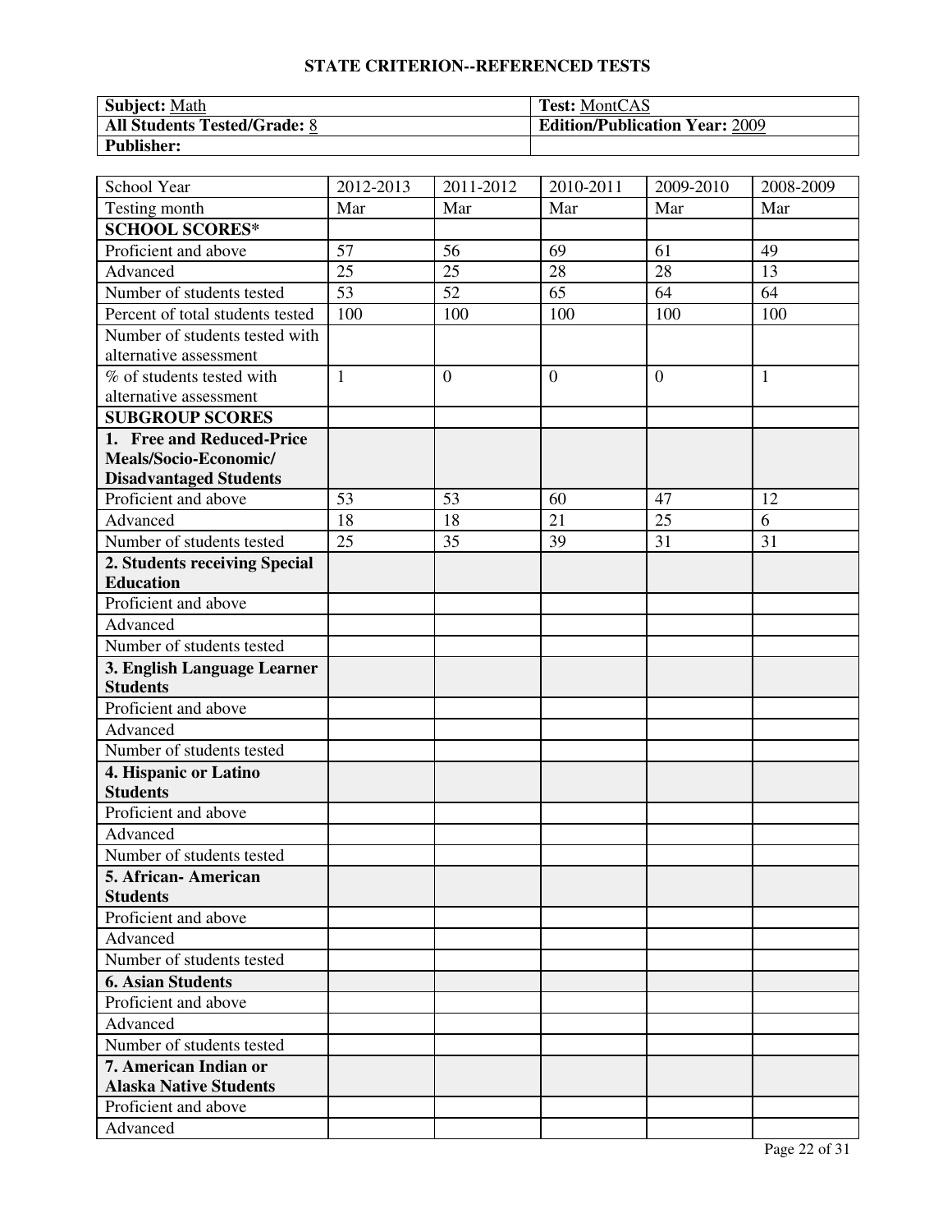## STATE CRITERION--REFERENCED TESTS

| **Subject:** Math | **Test:** MontCAS |
|---|---|
| **All Students Tested/Grade:** 8 | **Edition/Publication Year:** 2009 |
| **Publisher:** | |

| School Year | 2012-2013 | 2011-2012 | 2010-2011 | 2009-2010 | 2008-2009 |
|---|---|---|---|---|---|
| Testing month | Mar | Mar | Mar | Mar | Mar |
| **SCHOOL SCORES*** | | | | | |
| Proficient and above | 57 | 56 | 69 | 61 | 49 |
| Advanced | 25 | 25 | 28 | 28 | 13 |
| Number of students tested | 53 | 52 | 65 | 64 | 64 |
| Percent of total students tested | 100 | 100 | 100 | 100 | 100 |
| Number of students tested with alternative assessment | | | | | |
| % of students tested with alternative assessment | 1 | 0 | 0 | 0 | 1 |
| **SUBGROUP SCORES** | | | | | |
| **1. Free and Reduced-Price Meals/Socio-Economic/ Disadvantaged Students** | | | | | |
| Proficient and above | 53 | 53 | 60 | 47 | 12 |
| Advanced | 18 | 18 | 21 | 25 | 6 |
| Number of students tested | 25 | 35 | 39 | 31 | 31 |
| **2. Students receiving Special Education** | | | | | |
| Proficient and above | | | | | |
| Advanced | | | | | |
| Number of students tested | | | | | |
| **3. English Language Learner Students** | | | | | |
| Proficient and above | | | | | |
| Advanced | | | | | |
| Number of students tested | | | | | |
| **4. Hispanic or Latino Students** | | | | | |
| Proficient and above | | | | | |
| Advanced | | | | | |
| Number of students tested | | | | | |
| **5. African- American Students** | | | | | |
| Proficient and above | | | | | |
| Advanced | | | | | |
| Number of students tested | | | | | |
| **6. Asian Students** | | | | | |
| Proficient and above | | | | | |
| Advanced | | | | | |
| Number of students tested | | | | | |
| **7. American Indian or Alaska Native Students** | | | | | |
| Proficient and above | | | | | |
| Advanced | | | | | |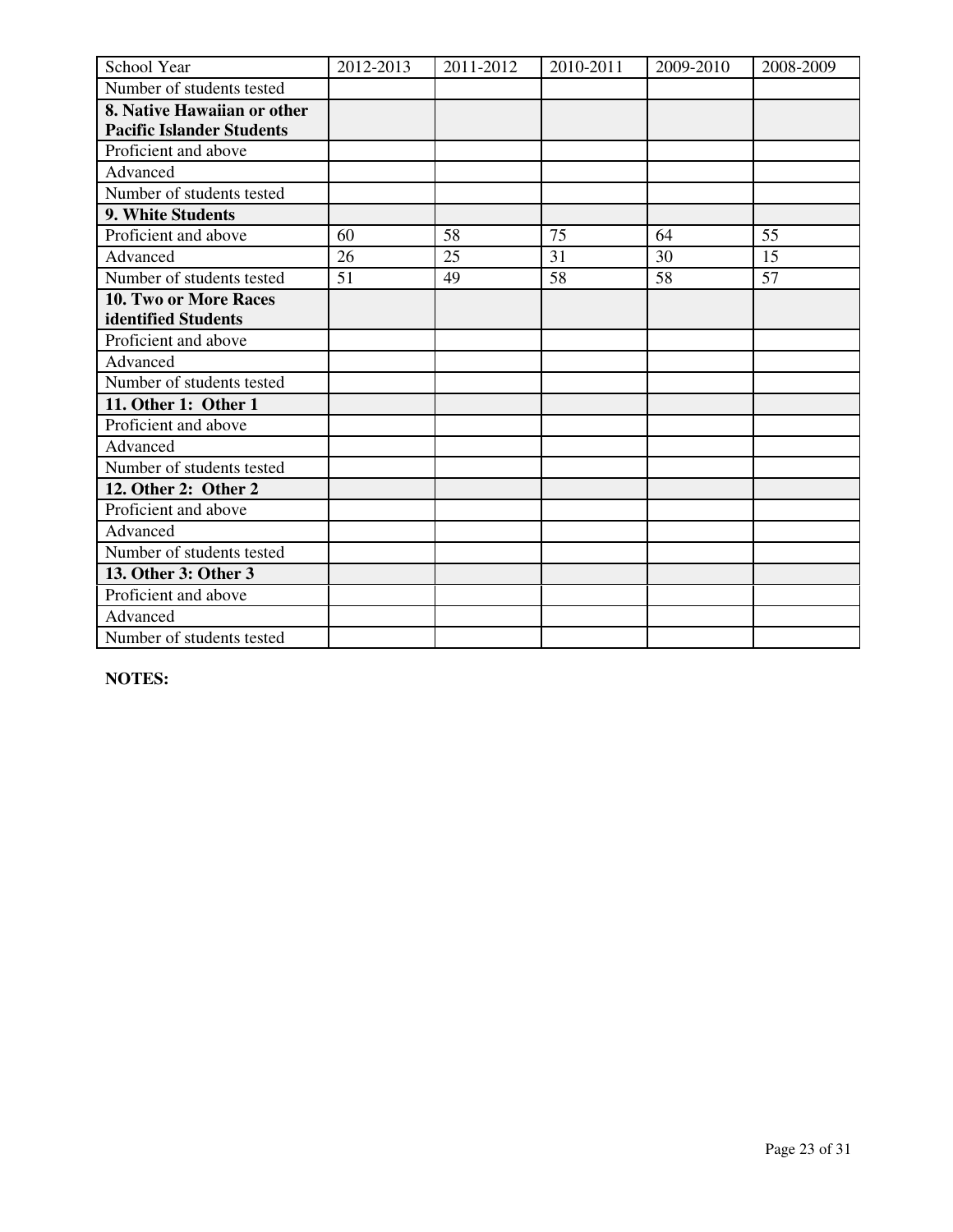| School Year | 2012-2013 | 2011-2012 | 2010-2011 | 2009-2010 | 2008-2009 |
|---|---|---|---|---|---|
| Number of students tested | | | | | |
| **8. Native Hawaiian or other Pacific Islander Students** | | | | | |
| Proficient and above | | | | | |
| Advanced | | | | | |
| Number of students tested | | | | | |
| **9. White Students** | | | | | |
| Proficient and above | 60 | 58 | 75 | 64 | 55 |
| Advanced | 26 | 25 | 31 | 30 | 15 |
| Number of students tested | 51 | 49 | 58 | 58 | 57 |
| **10. Two or More Races identified Students** | | | | | |
| Proficient and above | | | | | |
| Advanced | | | | | |
| Number of students tested | | | | | |
| **11. Other 1: Other 1** | | | | | |
| Proficient and above | | | | | |
| Advanced | | | | | |
| Number of students tested | | | | | |
| **12. Other 2: Other 2** | | | | | |
| Proficient and above | | | | | |
| Advanced | | | | | |
| Number of students tested | | | | | |
| **13. Other 3: Other 3** | | | | | |
| Proficient and above | | | | | |
| Advanced | | | | | |
| Number of students tested | | | | | |

**NOTES:**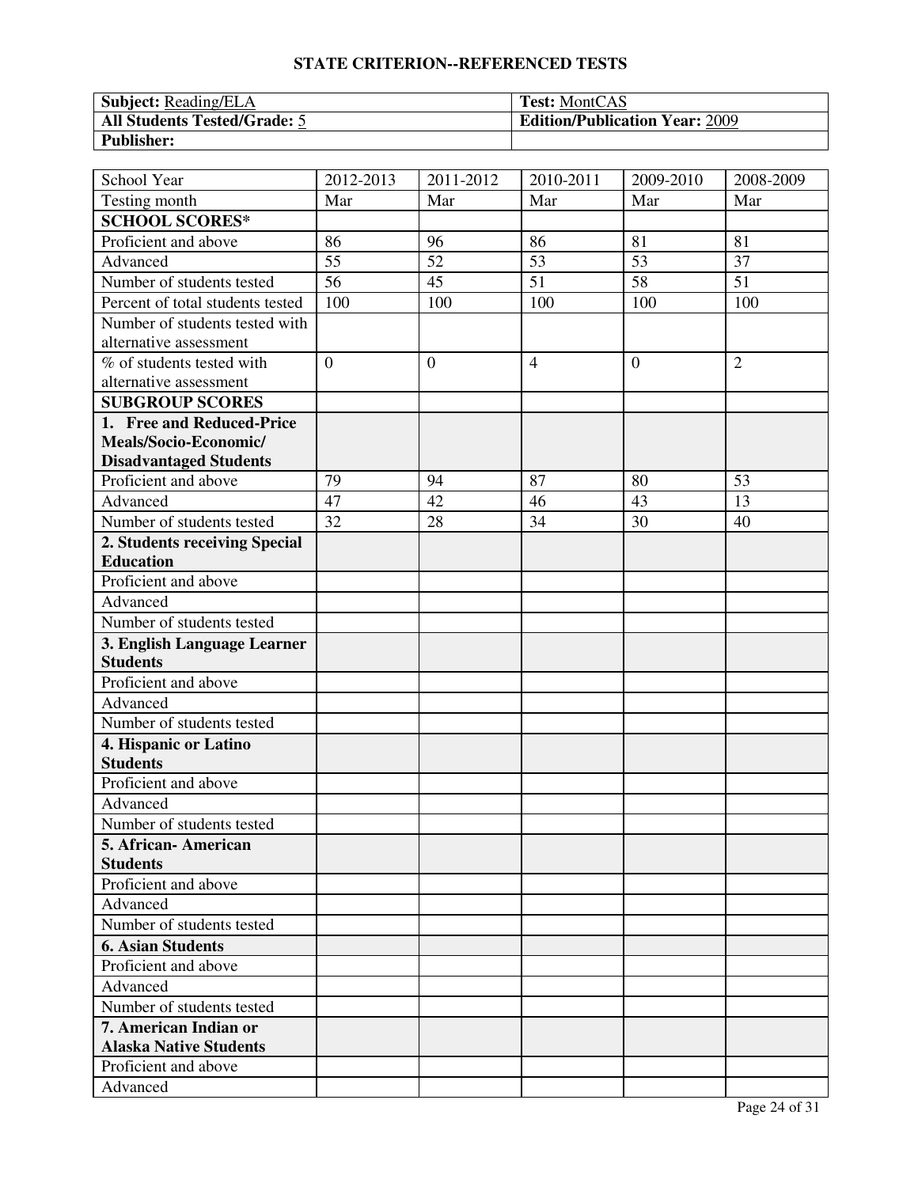## STATE CRITERION--REFERENCED TESTS

| **Subject:** Reading/ELA | **Test:** MontCAS |
|---|---|
| **All Students Tested/Grade:** 5 | **Edition/Publication Year:** 2009 |
| **Publisher:** | |

| School Year | 2012-2013 | 2011-2012 | 2010-2011 | 2009-2010 | 2008-2009 |
|---|---|---|---|---|---|
| Testing month | Mar | Mar | Mar | Mar | Mar |
| **SCHOOL SCORES*** | | | | | |
| Proficient and above | 86 | 96 | 86 | 81 | 81 |
| Advanced | 55 | 52 | 53 | 53 | 37 |
| Number of students tested | 56 | 45 | 51 | 58 | 51 |
| Percent of total students tested | 100 | 100 | 100 | 100 | 100 |
| Number of students tested with alternative assessment | | | | | |
| % of students tested with alternative assessment | 0 | 0 | 4 | 0 | 2 |
| **SUBGROUP SCORES** | | | | | |
| **1. Free and Reduced-Price Meals/Socio-Economic/ Disadvantaged Students** | | | | | |
| Proficient and above | 79 | 94 | 87 | 80 | 53 |
| Advanced | 47 | 42 | 46 | 43 | 13 |
| Number of students tested | 32 | 28 | 34 | 30 | 40 |
| **2. Students receiving Special Education** | | | | | |
| Proficient and above | | | | | |
| Advanced | | | | | |
| Number of students tested | | | | | |
| **3. English Language Learner Students** | | | | | |
| Proficient and above | | | | | |
| Advanced | | | | | |
| Number of students tested | | | | | |
| **4. Hispanic or Latino Students** | | | | | |
| Proficient and above | | | | | |
| Advanced | | | | | |
| Number of students tested | | | | | |
| **5. African- American Students** | | | | | |
| Proficient and above | | | | | |
| Advanced | | | | | |
| Number of students tested | | | | | |
| **6. Asian Students** | | | | | |
| Proficient and above | | | | | |
| Advanced | | | | | |
| Number of students tested | | | | | |
| **7. American Indian or Alaska Native Students** | | | | | |
| Proficient and above | | | | | |
| Advanced | | | | | |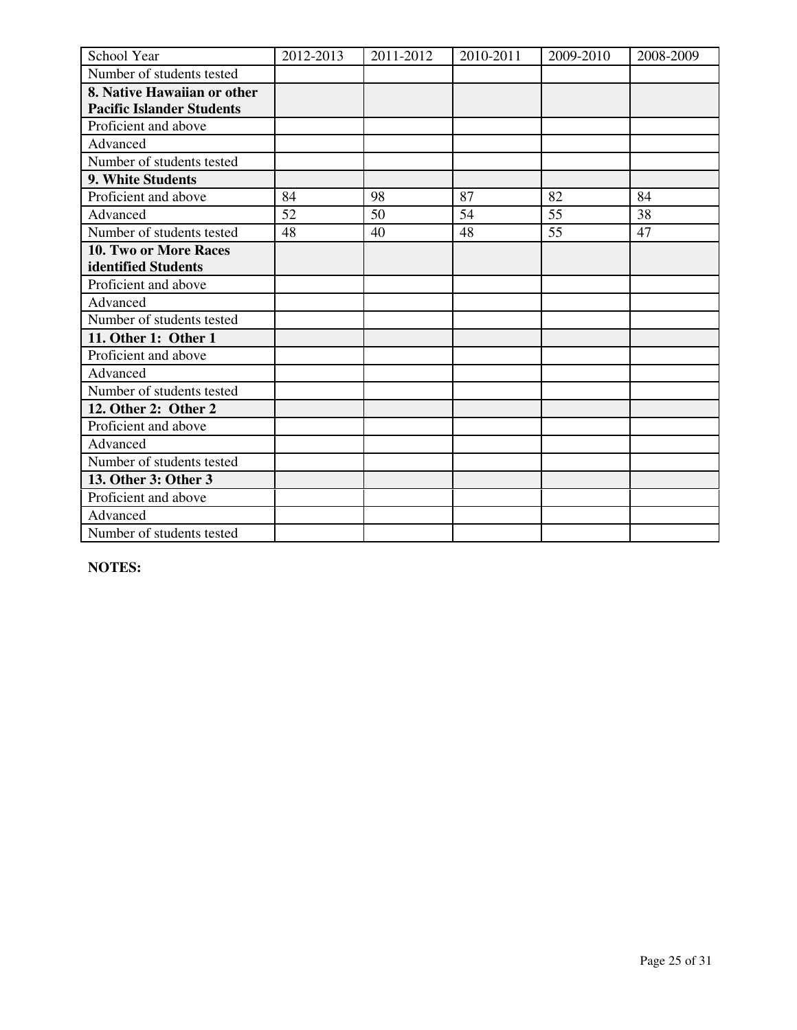| School Year | 2012-2013 | 2011-2012 | 2010-2011 | 2009-2010 | 2008-2009 |
|---|---|---|---|---|---|
| Number of students tested | | | | | |
| **8. Native Hawaiian or other Pacific Islander Students** | | | | | |
| Proficient and above | | | | | |
| Advanced | | | | | |
| Number of students tested | | | | | |
| **9. White Students** | | | | | |
| Proficient and above | 84 | 98 | 87 | 82 | 84 |
| Advanced | 52 | 50 | 54 | 55 | 38 |
| Number of students tested | 48 | 40 | 48 | 55 | 47 |
| **10. Two or More Races identified Students** | | | | | |
| Proficient and above | | | | | |
| Advanced | | | | | |
| Number of students tested | | | | | |
| **11. Other 1: Other 1** | | | | | |
| Proficient and above | | | | | |
| Advanced | | | | | |
| Number of students tested | | | | | |
| **12. Other 2: Other 2** | | | | | |
| Proficient and above | | | | | |
| Advanced | | | | | |
| Number of students tested | | | | | |
| **13. Other 3: Other 3** | | | | | |
| Proficient and above | | | | | |
| Advanced | | | | | |
| Number of students tested | | | | | |

**NOTES:**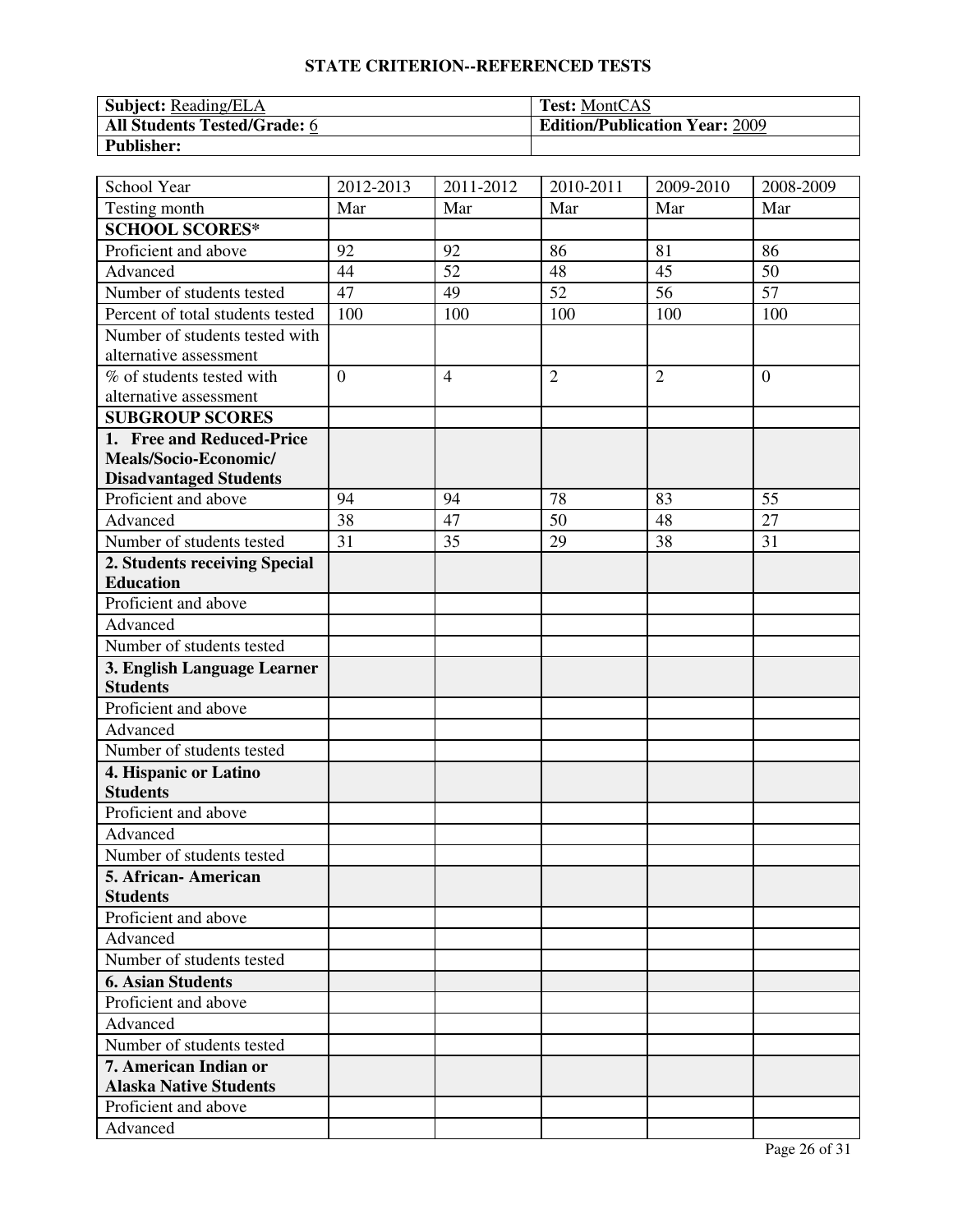## STATE CRITERION--REFERENCED TESTS

| **Subject:** Reading/ELA | **Test:** MontCAS |
|---|---|
| **All Students Tested/Grade:** 6 | **Edition/Publication Year:** 2009 |
| **Publisher:** | |

| School Year | 2012-2013 | 2011-2012 | 2010-2011 | 2009-2010 | 2008-2009 |
|---|---|---|---|---|---|
| Testing month | Mar | Mar | Mar | Mar | Mar |
| **SCHOOL SCORES*** | | | | | |
| Proficient and above | 92 | 92 | 86 | 81 | 86 |
| Advanced | 44 | 52 | 48 | 45 | 50 |
| Number of students tested | 47 | 49 | 52 | 56 | 57 |
| Percent of total students tested | 100 | 100 | 100 | 100 | 100 |
| Number of students tested with alternative assessment | | | | | |
| % of students tested with alternative assessment | 0 | 4 | 2 | 2 | 0 |
| **SUBGROUP SCORES** | | | | | |
| **1. Free and Reduced-Price Meals/Socio-Economic/ Disadvantaged Students** | | | | | |
| Proficient and above | 94 | 94 | 78 | 83 | 55 |
| Advanced | 38 | 47 | 50 | 48 | 27 |
| Number of students tested | 31 | 35 | 29 | 38 | 31 |
| **2. Students receiving Special Education** | | | | | |
| Proficient and above | | | | | |
| Advanced | | | | | |
| Number of students tested | | | | | |
| **3. English Language Learner Students** | | | | | |
| Proficient and above | | | | | |
| Advanced | | | | | |
| Number of students tested | | | | | |
| **4. Hispanic or Latino Students** | | | | | |
| Proficient and above | | | | | |
| Advanced | | | | | |
| Number of students tested | | | | | |
| **5. African- American Students** | | | | | |
| Proficient and above | | | | | |
| Advanced | | | | | |
| Number of students tested | | | | | |
| **6. Asian Students** | | | | | |
| Proficient and above | | | | | |
| Advanced | | | | | |
| Number of students tested | | | | | |
| **7. American Indian or Alaska Native Students** | | | | | |
| Proficient and above | | | | | |
| Advanced | | | | | |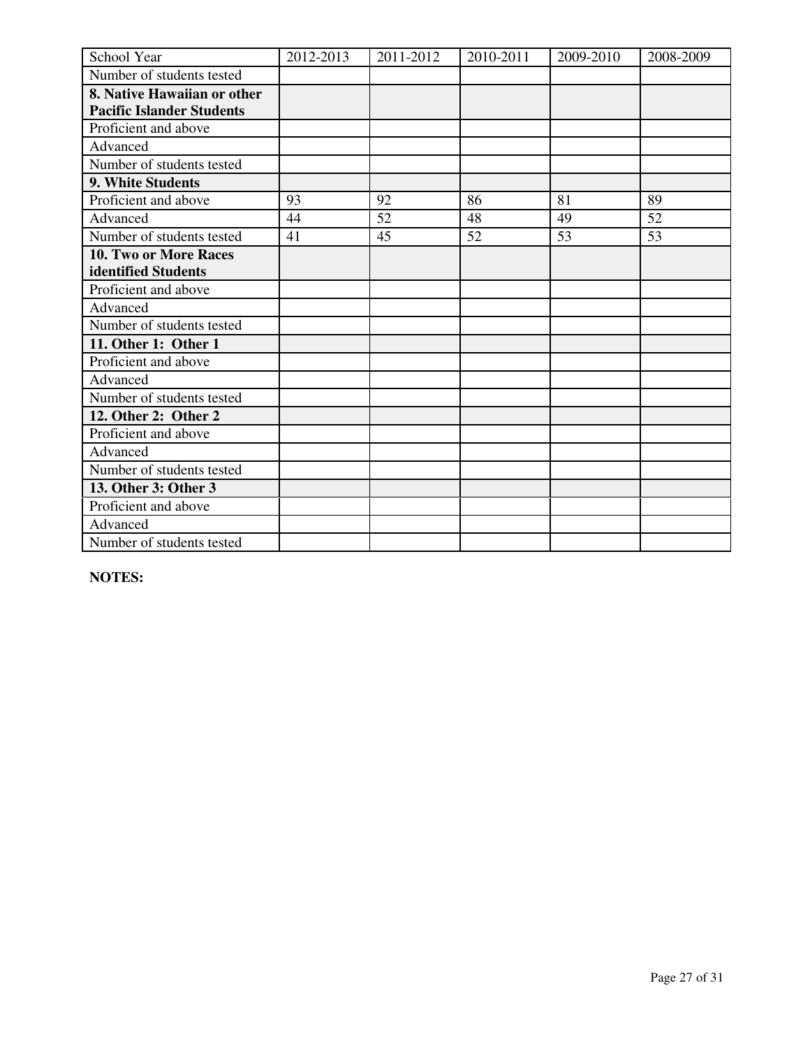| School Year | 2012-2013 | 2011-2012 | 2010-2011 | 2009-2010 | 2008-2009 |
|---|---|---|---|---|---|
| Number of students tested | | | | | |
| **8. Native Hawaiian or other Pacific Islander Students** | | | | | |
| Proficient and above | | | | | |
| Advanced | | | | | |
| Number of students tested | | | | | |
| **9. White Students** | | | | | |
| Proficient and above | 93 | 92 | 86 | 81 | 89 |
| Advanced | 44 | 52 | 48 | 49 | 52 |
| Number of students tested | 41 | 45 | 52 | 53 | 53 |
| **10. Two or More Races identified Students** | | | | | |
| Proficient and above | | | | | |
| Advanced | | | | | |
| Number of students tested | | | | | |
| **11. Other 1: Other 1** | | | | | |
| Proficient and above | | | | | |
| Advanced | | | | | |
| Number of students tested | | | | | |
| **12. Other 2: Other 2** | | | | | |
| Proficient and above | | | | | |
| Advanced | | | | | |
| Number of students tested | | | | | |
| **13. Other 3: Other 3** | | | | | |
| Proficient and above | | | | | |
| Advanced | | | | | |
| Number of students tested | | | | | |

**NOTES:**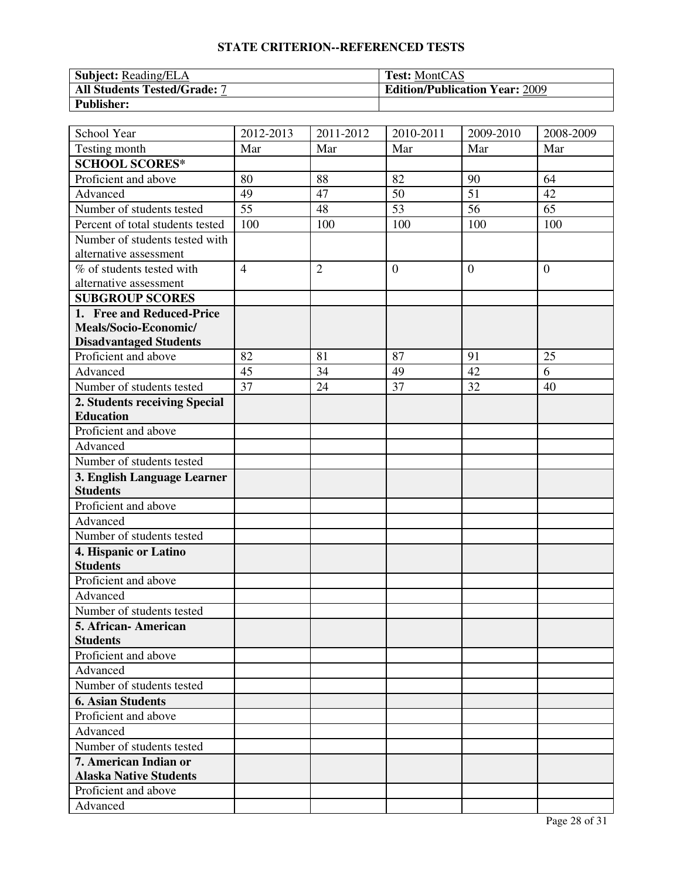## STATE CRITERION--REFERENCED TESTS

| **Subject:** Reading/ELA | **Test:** MontCAS |
|---|---|
| **All Students Tested/Grade:** 7 | **Edition/Publication Year:** 2009 |
| **Publisher:** | |

| School Year | 2012-2013 | 2011-2012 | 2010-2011 | 2009-2010 | 2008-2009 |
|---|---|---|---|---|---|
| Testing month | Mar | Mar | Mar | Mar | Mar |
| **SCHOOL SCORES*** | | | | | |
| Proficient and above | 80 | 88 | 82 | 90 | 64 |
| Advanced | 49 | 47 | 50 | 51 | 42 |
| Number of students tested | 55 | 48 | 53 | 56 | 65 |
| Percent of total students tested | 100 | 100 | 100 | 100 | 100 |
| Number of students tested with alternative assessment | | | | | |
| % of students tested with alternative assessment | 4 | 2 | 0 | 0 | 0 |
| **SUBGROUP SCORES** | | | | | |
| **1. Free and Reduced-Price Meals/Socio-Economic/ Disadvantaged Students** | | | | | |
| Proficient and above | 82 | 81 | 87 | 91 | 25 |
| Advanced | 45 | 34 | 49 | 42 | 6 |
| Number of students tested | 37 | 24 | 37 | 32 | 40 |
| **2. Students receiving Special Education** | | | | | |
| Proficient and above | | | | | |
| Advanced | | | | | |
| Number of students tested | | | | | |
| **3. English Language Learner Students** | | | | | |
| Proficient and above | | | | | |
| Advanced | | | | | |
| Number of students tested | | | | | |
| **4. Hispanic or Latino Students** | | | | | |
| Proficient and above | | | | | |
| Advanced | | | | | |
| Number of students tested | | | | | |
| **5. African- American Students** | | | | | |
| Proficient and above | | | | | |
| Advanced | | | | | |
| Number of students tested | | | | | |
| **6. Asian Students** | | | | | |
| Proficient and above | | | | | |
| Advanced | | | | | |
| Number of students tested | | | | | |
| **7. American Indian or Alaska Native Students** | | | | | |
| Proficient and above | | | | | |
| Advanced | | | | | |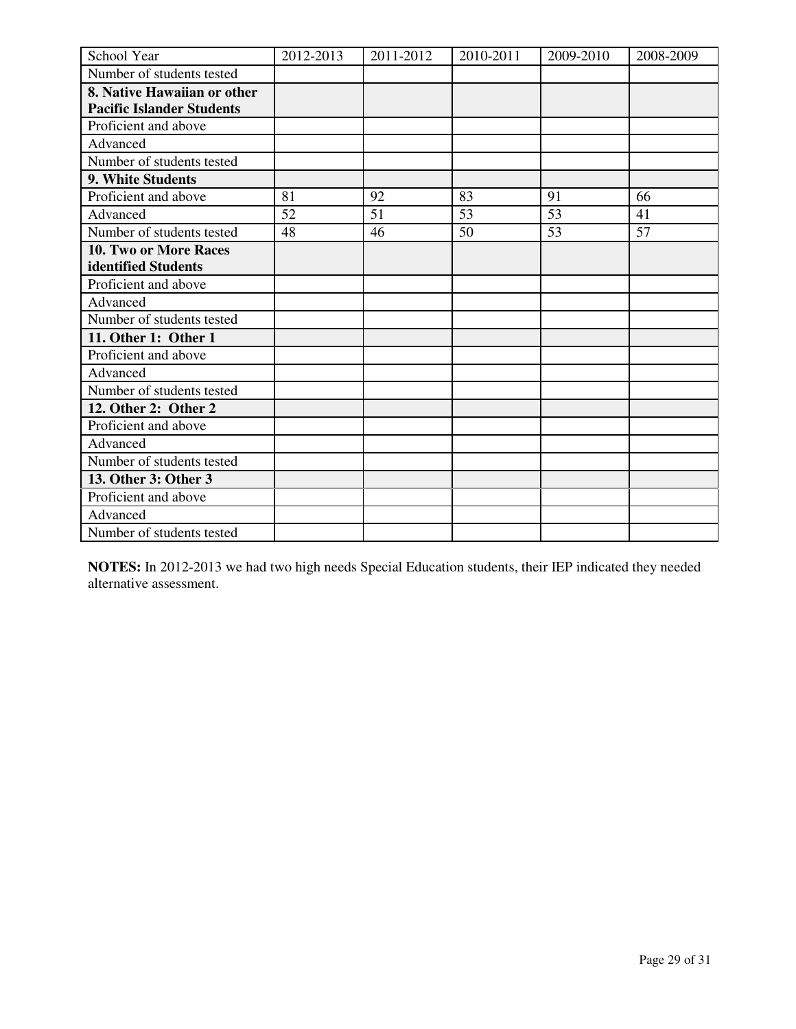| School Year | 2012-2013 | 2011-2012 | 2010-2011 | 2009-2010 | 2008-2009 |
|---|---|---|---|---|---|
| Number of students tested | | | | | |
| **8. Native Hawaiian or other Pacific Islander Students** | | | | | |
| Proficient and above | | | | | |
| Advanced | | | | | |
| Number of students tested | | | | | |
| **9. White Students** | | | | | |
| Proficient and above | 81 | 92 | 83 | 91 | 66 |
| Advanced | 52 | 51 | 53 | 53 | 41 |
| Number of students tested | 48 | 46 | 50 | 53 | 57 |
| **10. Two or More Races identified Students** | | | | | |
| Proficient and above | | | | | |
| Advanced | | | | | |
| Number of students tested | | | | | |
| **11. Other 1: Other 1** | | | | | |
| Proficient and above | | | | | |
| Advanced | | | | | |
| Number of students tested | | | | | |
| **12. Other 2: Other 2** | | | | | |
| Proficient and above | | | | | |
| Advanced | | | | | |
| Number of students tested | | | | | |
| **13. Other 3: Other 3** | | | | | |
| Proficient and above | | | | | |
| Advanced | | | | | |
| Number of students tested | | | | | |

**NOTES:** In 2012-2013 we had two high needs Special Education students, their IEP indicated they needed alternative assessment.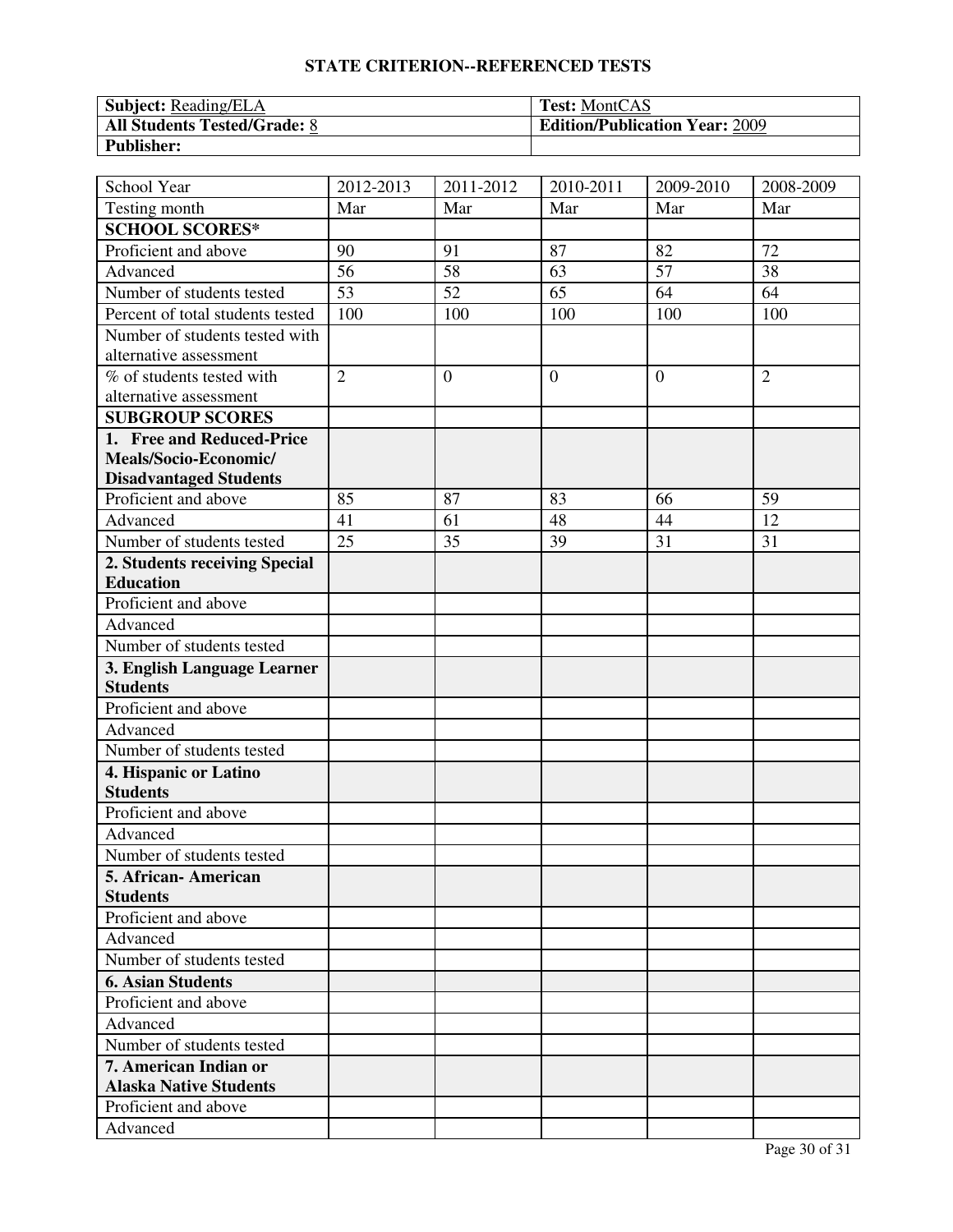## STATE CRITERION--REFERENCED TESTS

| **Subject:** Reading/ELA | **Test:** MontCAS |
|---|---|
| **All Students Tested/Grade:** 8 | **Edition/Publication Year:** 2009 |
| **Publisher:** | |

| School Year | 2012-2013 | 2011-2012 | 2010-2011 | 2009-2010 | 2008-2009 |
|---|---|---|---|---|---|
| Testing month | Mar | Mar | Mar | Mar | Mar |
| **SCHOOL SCORES*** | | | | | |
| Proficient and above | 90 | 91 | 87 | 82 | 72 |
| Advanced | 56 | 58 | 63 | 57 | 38 |
| Number of students tested | 53 | 52 | 65 | 64 | 64 |
| Percent of total students tested | 100 | 100 | 100 | 100 | 100 |
| Number of students tested with alternative assessment | | | | | |
| % of students tested with alternative assessment | 2 | 0 | 0 | 0 | 2 |
| **SUBGROUP SCORES** | | | | | |
| **1. Free and Reduced-Price Meals/Socio-Economic/ Disadvantaged Students** | | | | | |
| Proficient and above | 85 | 87 | 83 | 66 | 59 |
| Advanced | 41 | 61 | 48 | 44 | 12 |
| Number of students tested | 25 | 35 | 39 | 31 | 31 |
| **2. Students receiving Special Education** | | | | | |
| Proficient and above | | | | | |
| Advanced | | | | | |
| Number of students tested | | | | | |
| **3. English Language Learner Students** | | | | | |
| Proficient and above | | | | | |
| Advanced | | | | | |
| Number of students tested | | | | | |
| **4. Hispanic or Latino Students** | | | | | |
| Proficient and above | | | | | |
| Advanced | | | | | |
| Number of students tested | | | | | |
| **5. African- American Students** | | | | | |
| Proficient and above | | | | | |
| Advanced | | | | | |
| Number of students tested | | | | | |
| **6. Asian Students** | | | | | |
| Proficient and above | | | | | |
| Advanced | | | | | |
| Number of students tested | | | | | |
| **7. American Indian or Alaska Native Students** | | | | | |
| Proficient and above | | | | | |
| Advanced | | | | | |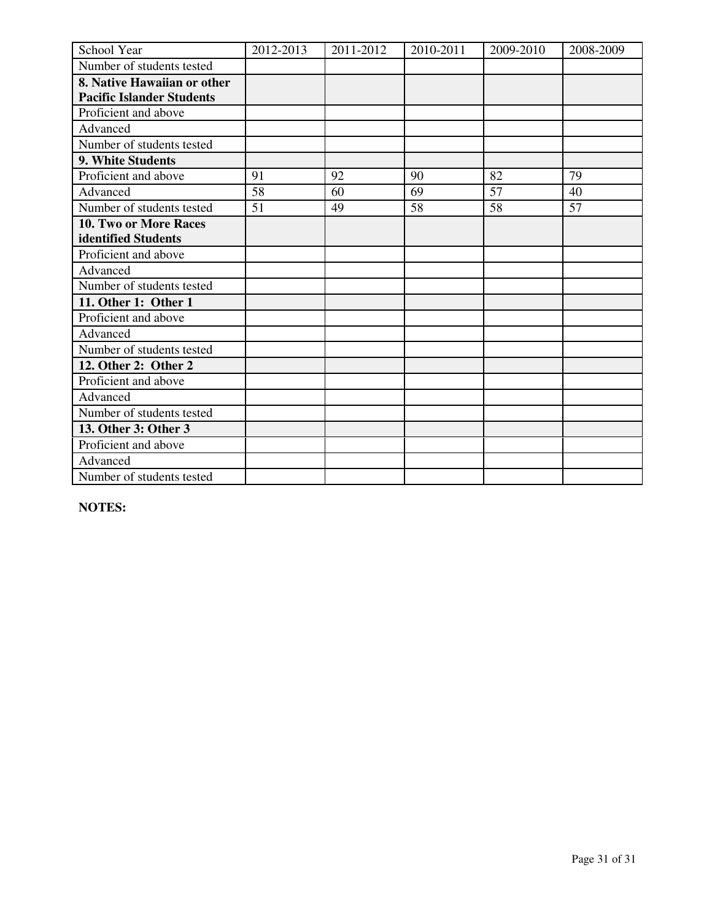| School Year | 2012-2013 | 2011-2012 | 2010-2011 | 2009-2010 | 2008-2009 |
|---|---|---|---|---|---|
| Number of students tested | | | | | |
| **8. Native Hawaiian or other Pacific Islander Students** | | | | | |
| Proficient and above | | | | | |
| Advanced | | | | | |
| Number of students tested | | | | | |
| **9. White Students** | | | | | |
| Proficient and above | 91 | 92 | 90 | 82 | 79 |
| Advanced | 58 | 60 | 69 | 57 | 40 |
| Number of students tested | 51 | 49 | 58 | 58 | 57 |
| **10. Two or More Races identified Students** | | | | | |
| Proficient and above | | | | | |
| Advanced | | | | | |
| Number of students tested | | | | | |
| **11. Other 1: Other 1** | | | | | |
| Proficient and above | | | | | |
| Advanced | | | | | |
| Number of students tested | | | | | |
| **12. Other 2: Other 2** | | | | | |
| Proficient and above | | | | | |
| Advanced | | | | | |
| Number of students tested | | | | | |
| **13. Other 3: Other 3** | | | | | |
| Proficient and above | | | | | |
| Advanced | | | | | |
| Number of students tested | | | | | |

**NOTES:**